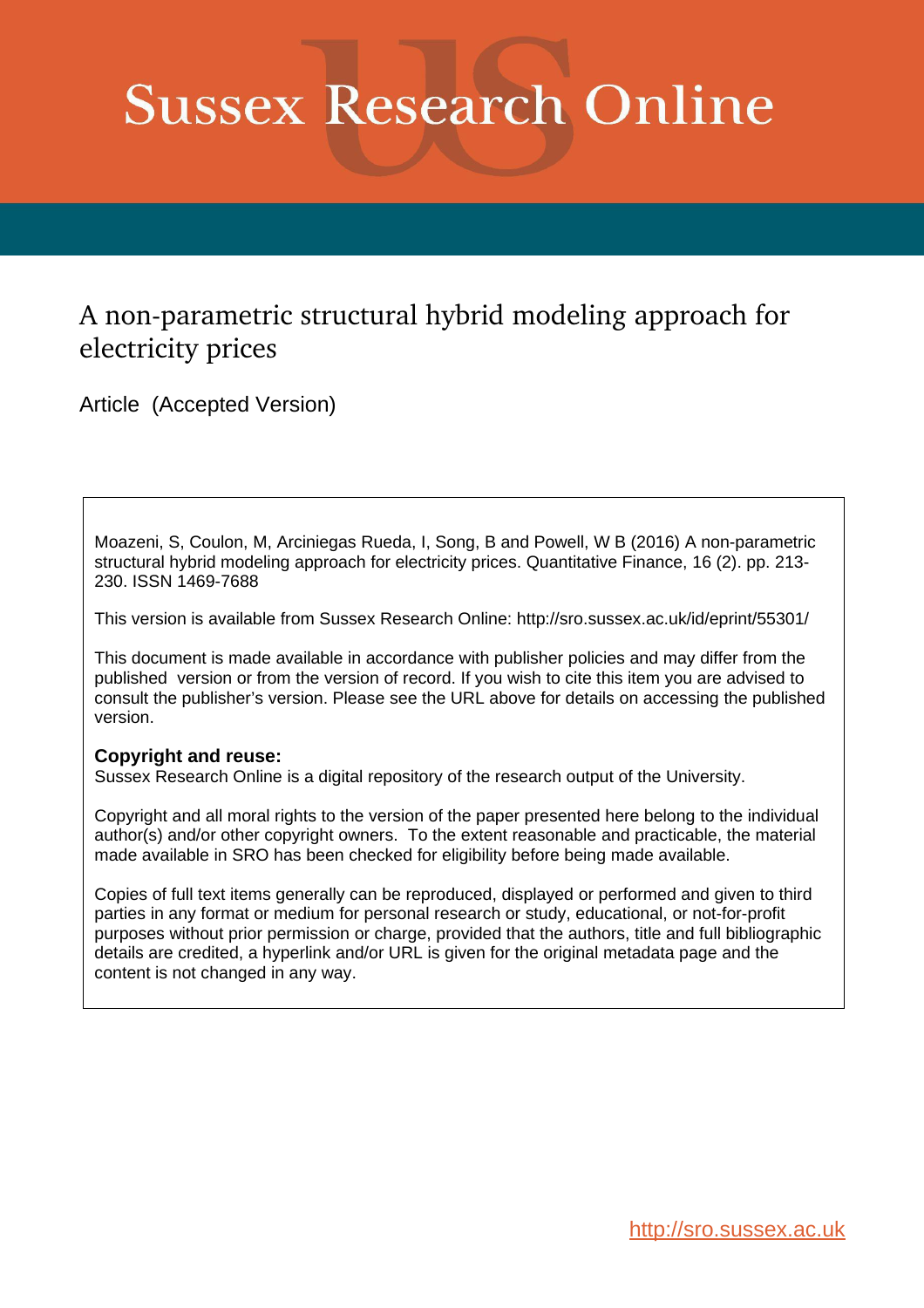# Sussex Research Online

## A non-parametric structural hybrid modeling approach for electricity prices

Article (Accepted Version)

Moazeni, S, Coulon, M, Arciniegas Rueda, I, Song, B and Powell, W B (2016) A non-parametric structural hybrid modeling approach for electricity prices. Quantitative Finance, 16 (2). pp. 213-230. ISSN 1469-7688

This version is available from Sussex Research Online: http://sro.sussex.ac.uk/id/eprint/55301/

This document is made available in accordance with publisher policies and may differ from the published version or from the version of record. If you wish to cite this item you are advised to consult the publisher's version. Please see the URL above for details on accessing the published version.

**Copyright and reuse:**
Sussex Research Online is a digital repository of the research output of the University.

Copyright and all moral rights to the version of the paper presented here belong to the individual author(s) and/or other copyright owners. To the extent reasonable and practicable, the material made available in SRO has been checked for eligibility before being made available.

Copies of full text items generally can be reproduced, displayed or performed and given to third parties in any format or medium for personal research or study, educational, or not-for-profit purposes without prior permission or charge, provided that the authors, title and full bibliographic details are credited, a hyperlink and/or URL is given for the original metadata page and the content is not changed in any way.

http://sro.sussex.ac.uk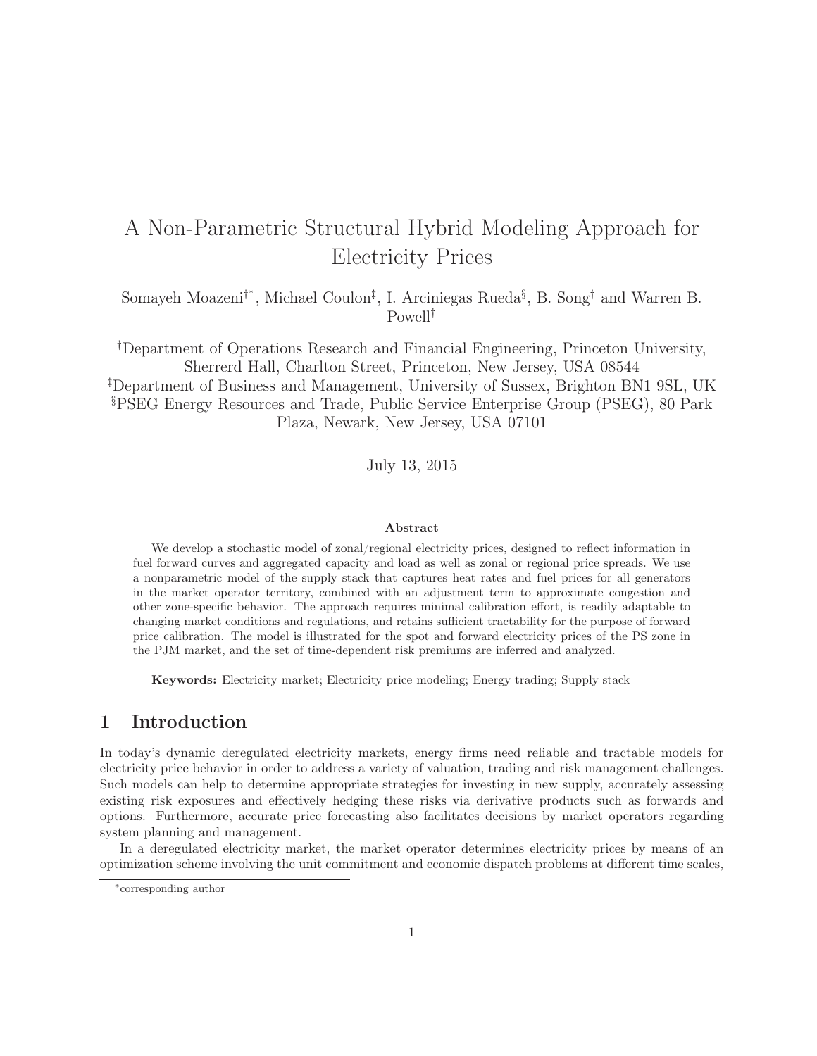# A Non-Parametric Structural Hybrid Modeling Approach for Electricity Prices

Somayeh Moazeni[†*], Michael Coulon[‡], I. Arciniegas Rueda[§], B. Song[†] and Warren B. Powell[†]

[†]Department of Operations Research and Financial Engineering, Princeton University, Sherrerd Hall, Charlton Street, Princeton, New Jersey, USA 08544

[‡]Department of Business and Management, University of Sussex, Brighton BN1 9SL, UK

[§]PSEG Energy Resources and Trade, Public Service Enterprise Group (PSEG), 80 Park Plaza, Newark, New Jersey, USA 07101

July 13, 2015

**Abstract**

We develop a stochastic model of zonal/regional electricity prices, designed to reflect information in fuel forward curves and aggregated capacity and load as well as zonal or regional price spreads. We use a nonparametric model of the supply stack that captures heat rates and fuel prices for all generators in the market operator territory, combined with an adjustment term to approximate congestion and other zone-specific behavior. The approach requires minimal calibration effort, is readily adaptable to changing market conditions and regulations, and retains sufficient tractability for the purpose of forward price calibration. The model is illustrated for the spot and forward electricity prices of the PS zone in the PJM market, and the set of time-dependent risk premiums are inferred and analyzed.

**Keywords:** Electricity market; Electricity price modeling; Energy trading; Supply stack

## 1 Introduction

In today's dynamic deregulated electricity markets, energy firms need reliable and tractable models for electricity price behavior in order to address a variety of valuation, trading and risk management challenges. Such models can help to determine appropriate strategies for investing in new supply, accurately assessing existing risk exposures and effectively hedging these risks via derivative products such as forwards and options. Furthermore, accurate price forecasting also facilitates decisions by market operators regarding system planning and management.

In a deregulated electricity market, the market operator determines electricity prices by means of an optimization scheme involving the unit commitment and economic dispatch problems at different time scales,

*corresponding author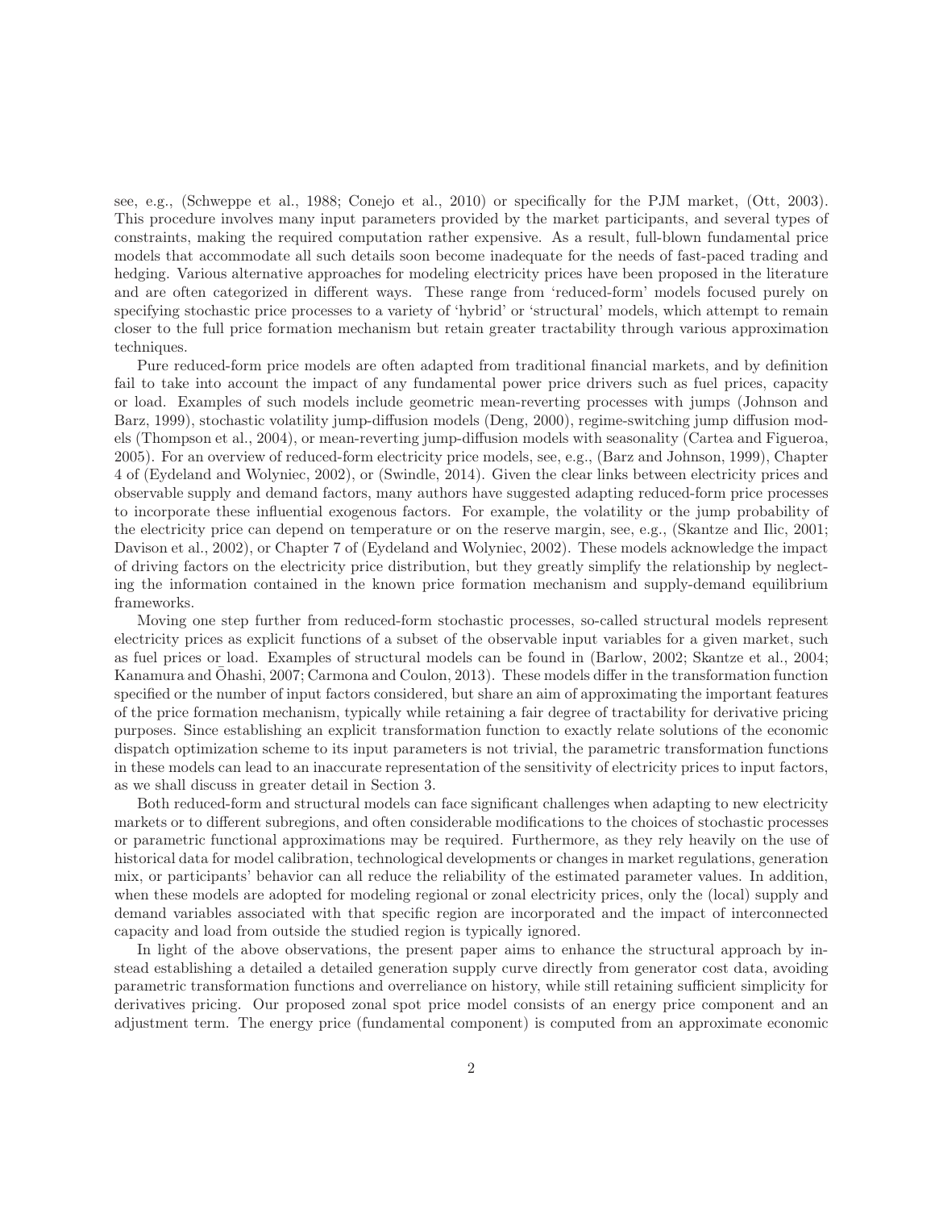see, e.g., (Schweppe et al., 1988; Conejo et al., 2010) or specifically for the PJM market, (Ott, 2003). This procedure involves many input parameters provided by the market participants, and several types of constraints, making the required computation rather expensive. As a result, full-blown fundamental price models that accommodate all such details soon become inadequate for the needs of fast-paced trading and hedging. Various alternative approaches for modeling electricity prices have been proposed in the literature and are often categorized in different ways. These range from 'reduced-form' models focused purely on specifying stochastic price processes to a variety of 'hybrid' or 'structural' models, which attempt to remain closer to the full price formation mechanism but retain greater tractability through various approximation techniques.

Pure reduced-form price models are often adapted from traditional financial markets, and by definition fail to take into account the impact of any fundamental power price drivers such as fuel prices, capacity or load. Examples of such models include geometric mean-reverting processes with jumps (Johnson and Barz, 1999), stochastic volatility jump-diffusion models (Deng, 2000), regime-switching jump diffusion models (Thompson et al., 2004), or mean-reverting jump-diffusion models with seasonality (Cartea and Figueroa, 2005). For an overview of reduced-form electricity price models, see, e.g., (Barz and Johnson, 1999), Chapter 4 of (Eydeland and Wolyniec, 2002), or (Swindle, 2014). Given the clear links between electricity prices and observable supply and demand factors, many authors have suggested adapting reduced-form price processes to incorporate these influential exogenous factors. For example, the volatility or the jump probability of the electricity price can depend on temperature or on the reserve margin, see, e.g., (Skantze and Ilic, 2001; Davison et al., 2002), or Chapter 7 of (Eydeland and Wolyniec, 2002). These models acknowledge the impact of driving factors on the electricity price distribution, but they greatly simplify the relationship by neglecting the information contained in the known price formation mechanism and supply-demand equilibrium frameworks.

Moving one step further from reduced-form stochastic processes, so-called structural models represent electricity prices as explicit functions of a subset of the observable input variables for a given market, such as fuel prices or load. Examples of structural models can be found in (Barlow, 2002; Skantze et al., 2004; Kanamura and Ōhashi, 2007; Carmona and Coulon, 2013). These models differ in the transformation function specified or the number of input factors considered, but share an aim of approximating the important features of the price formation mechanism, typically while retaining a fair degree of tractability for derivative pricing purposes. Since establishing an explicit transformation function to exactly relate solutions of the economic dispatch optimization scheme to its input parameters is not trivial, the parametric transformation functions in these models can lead to an inaccurate representation of the sensitivity of electricity prices to input factors, as we shall discuss in greater detail in Section 3.

Both reduced-form and structural models can face significant challenges when adapting to new electricity markets or to different subregions, and often considerable modifications to the choices of stochastic processes or parametric functional approximations may be required. Furthermore, as they rely heavily on the use of historical data for model calibration, technological developments or changes in market regulations, generation mix, or participants' behavior can all reduce the reliability of the estimated parameter values. In addition, when these models are adopted for modeling regional or zonal electricity prices, only the (local) supply and demand variables associated with that specific region are incorporated and the impact of interconnected capacity and load from outside the studied region is typically ignored.

In light of the above observations, the present paper aims to enhance the structural approach by instead establishing a detailed a detailed generation supply curve directly from generator cost data, avoiding parametric transformation functions and overreliance on history, while still retaining sufficient simplicity for derivatives pricing. Our proposed zonal spot price model consists of an energy price component and an adjustment term. The energy price (fundamental component) is computed from an approximate economic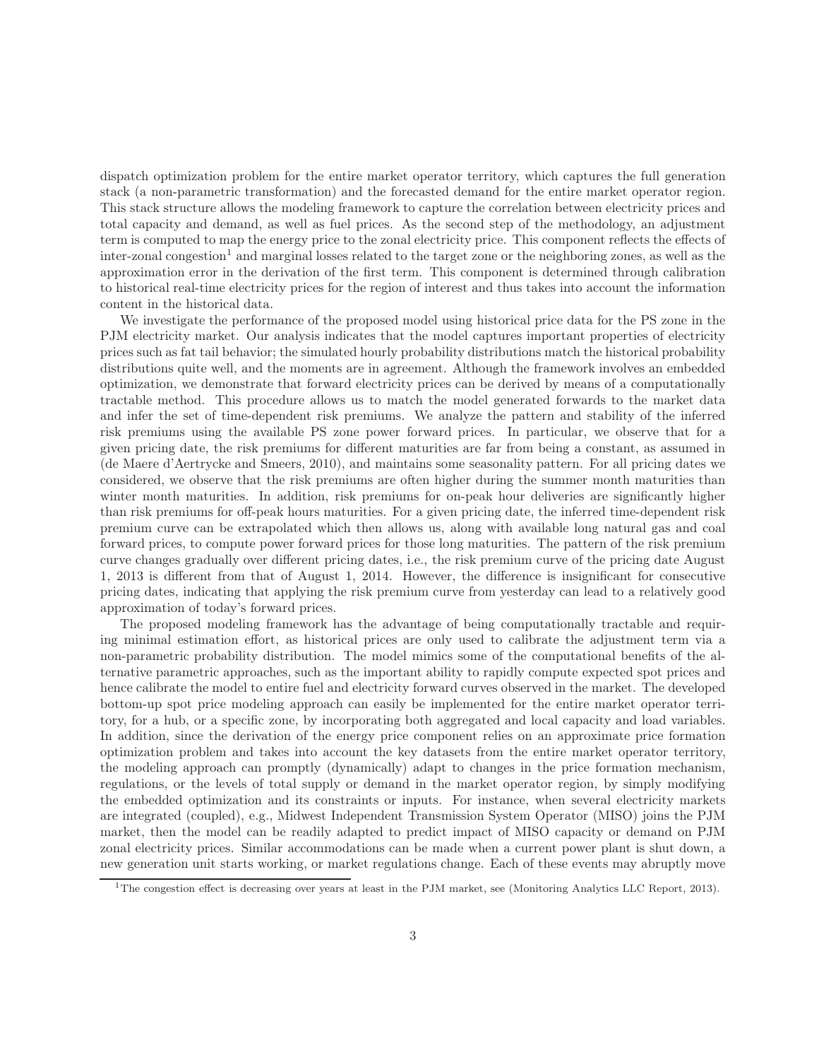dispatch optimization problem for the entire market operator territory, which captures the full generation stack (a non-parametric transformation) and the forecasted demand for the entire market operator region. This stack structure allows the modeling framework to capture the correlation between electricity prices and total capacity and demand, as well as fuel prices. As the second step of the methodology, an adjustment term is computed to map the energy price to the zonal electricity price. This component reflects the effects of inter-zonal congestion[1] and marginal losses related to the target zone or the neighboring zones, as well as the approximation error in the derivation of the first term. This component is determined through calibration to historical real-time electricity prices for the region of interest and thus takes into account the information content in the historical data.

We investigate the performance of the proposed model using historical price data for the PS zone in the PJM electricity market. Our analysis indicates that the model captures important properties of electricity prices such as fat tail behavior; the simulated hourly probability distributions match the historical probability distributions quite well, and the moments are in agreement. Although the framework involves an embedded optimization, we demonstrate that forward electricity prices can be derived by means of a computationally tractable method. This procedure allows us to match the model generated forwards to the market data and infer the set of time-dependent risk premiums. We analyze the pattern and stability of the inferred risk premiums using the available PS zone power forward prices. In particular, we observe that for a given pricing date, the risk premiums for different maturities are far from being a constant, as assumed in (de Maere d'Aertrycke and Smeers, 2010), and maintains some seasonality pattern. For all pricing dates we considered, we observe that the risk premiums are often higher during the summer month maturities than winter month maturities. In addition, risk premiums for on-peak hour deliveries are significantly higher than risk premiums for off-peak hours maturities. For a given pricing date, the inferred time-dependent risk premium curve can be extrapolated which then allows us, along with available long natural gas and coal forward prices, to compute power forward prices for those long maturities. The pattern of the risk premium curve changes gradually over different pricing dates, i.e., the risk premium curve of the pricing date August 1, 2013 is different from that of August 1, 2014. However, the difference is insignificant for consecutive pricing dates, indicating that applying the risk premium curve from yesterday can lead to a relatively good approximation of today's forward prices.

The proposed modeling framework has the advantage of being computationally tractable and requiring minimal estimation effort, as historical prices are only used to calibrate the adjustment term via a non-parametric probability distribution. The model mimics some of the computational benefits of the alternative parametric approaches, such as the important ability to rapidly compute expected spot prices and hence calibrate the model to entire fuel and electricity forward curves observed in the market. The developed bottom-up spot price modeling approach can easily be implemented for the entire market operator territory, for a hub, or a specific zone, by incorporating both aggregated and local capacity and load variables. In addition, since the derivation of the energy price component relies on an approximate price formation optimization problem and takes into account the key datasets from the entire market operator territory, the modeling approach can promptly (dynamically) adapt to changes in the price formation mechanism, regulations, or the levels of total supply or demand in the market operator region, by simply modifying the embedded optimization and its constraints or inputs. For instance, when several electricity markets are integrated (coupled), e.g., Midwest Independent Transmission System Operator (MISO) joins the PJM market, then the model can be readily adapted to predict impact of MISO capacity or demand on PJM zonal electricity prices. Similar accommodations can be made when a current power plant is shut down, a new generation unit starts working, or market regulations change. Each of these events may abruptly move

[1] The congestion effect is decreasing over years at least in the PJM market, see (Monitoring Analytics LLC Report, 2013).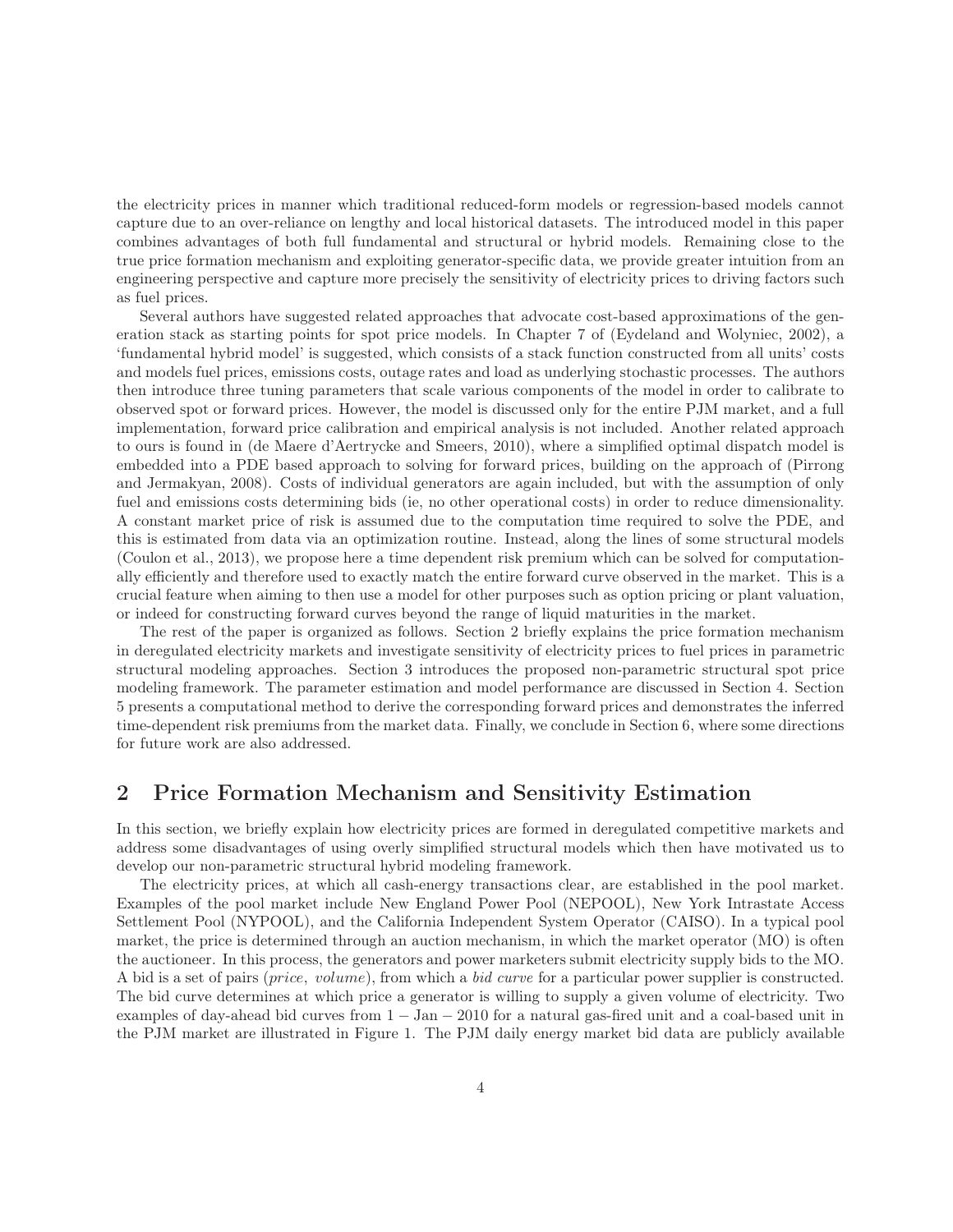the electricity prices in manner which traditional reduced-form models or regression-based models cannot capture due to an over-reliance on lengthy and local historical datasets. The introduced model in this paper combines advantages of both full fundamental and structural or hybrid models. Remaining close to the true price formation mechanism and exploiting generator-specific data, we provide greater intuition from an engineering perspective and capture more precisely the sensitivity of electricity prices to driving factors such as fuel prices.

Several authors have suggested related approaches that advocate cost-based approximations of the generation stack as starting points for spot price models. In Chapter 7 of (Eydeland and Wolyniec, 2002), a 'fundamental hybrid model' is suggested, which consists of a stack function constructed from all units' costs and models fuel prices, emissions costs, outage rates and load as underlying stochastic processes. The authors then introduce three tuning parameters that scale various components of the model in order to calibrate to observed spot or forward prices. However, the model is discussed only for the entire PJM market, and a full implementation, forward price calibration and empirical analysis is not included. Another related approach to ours is found in (de Maere d'Aertrycke and Smeers, 2010), where a simplified optimal dispatch model is embedded into a PDE based approach to solving for forward prices, building on the approach of (Pirrong and Jermakyan, 2008). Costs of individual generators are again included, but with the assumption of only fuel and emissions costs determining bids (ie, no other operational costs) in order to reduce dimensionality. A constant market price of risk is assumed due to the computation time required to solve the PDE, and this is estimated from data via an optimization routine. Instead, along the lines of some structural models (Coulon et al., 2013), we propose here a time dependent risk premium which can be solved for computationally efficiently and therefore used to exactly match the entire forward curve observed in the market. This is a crucial feature when aiming to then use a model for other purposes such as option pricing or plant valuation, or indeed for constructing forward curves beyond the range of liquid maturities in the market.

The rest of the paper is organized as follows. Section 2 briefly explains the price formation mechanism in deregulated electricity markets and investigate sensitivity of electricity prices to fuel prices in parametric structural modeling approaches. Section 3 introduces the proposed non-parametric structural spot price modeling framework. The parameter estimation and model performance are discussed in Section 4. Section 5 presents a computational method to derive the corresponding forward prices and demonstrates the inferred time-dependent risk premiums from the market data. Finally, we conclude in Section 6, where some directions for future work are also addressed.

## 2 Price Formation Mechanism and Sensitivity Estimation

In this section, we briefly explain how electricity prices are formed in deregulated competitive markets and address some disadvantages of using overly simplified structural models which then have motivated us to develop our non-parametric structural hybrid modeling framework.

The electricity prices, at which all cash-energy transactions clear, are established in the pool market. Examples of the pool market include New England Power Pool (NEPOOL), New York Intrastate Access Settlement Pool (NYPOOL), and the California Independent System Operator (CAISO). In a typical pool market, the price is determined through an auction mechanism, in which the market operator (MO) is often the auctioneer. In this process, the generators and power marketers submit electricity supply bids to the MO. A bid is a set of pairs (*price, volume*), from which a *bid curve* for a particular power supplier is constructed. The bid curve determines at which price a generator is willing to supply a given volume of electricity. Two examples of day-ahead bid curves from $1-\text{Jan}-2010$ for a natural gas-fired unit and a coal-based unit in the PJM market are illustrated in Figure 1. The PJM daily energy market bid data are publicly available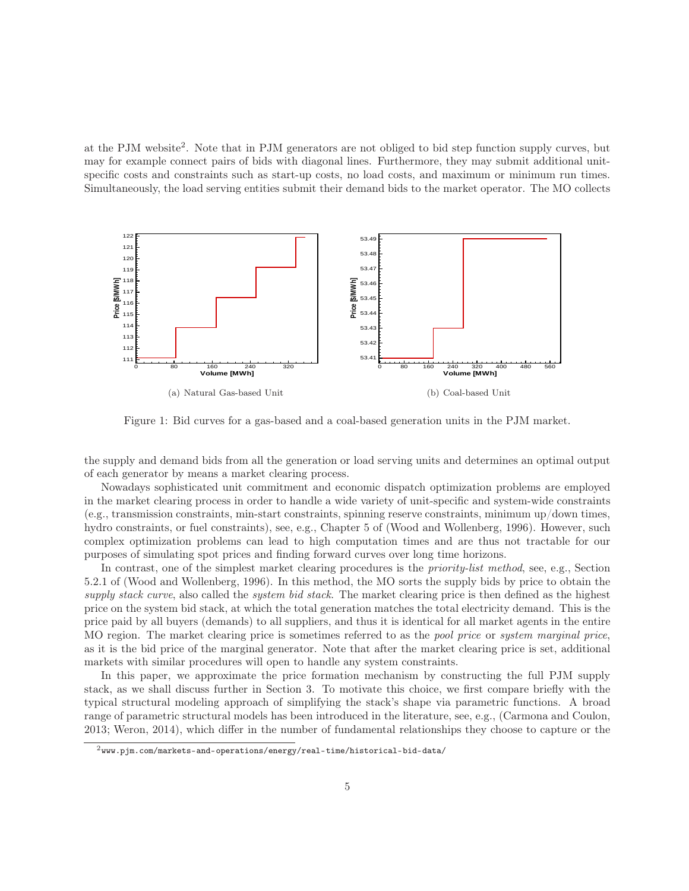at the PJM website[2]. Note that in PJM generators are not obliged to bid step function supply curves, but may for example connect pairs of bids with diagonal lines. Furthermore, they may submit additional unit-specific costs and constraints such as start-up costs, no load costs, and maximum or minimum run times. Simultaneously, the load serving entities submit their demand bids to the market operator. The MO collects

(a) Natural Gas-based Unit

(b) Coal-based Unit

Figure 1: Bid curves for a gas-based and a coal-based generation units in the PJM market.

the supply and demand bids from all the generation or load serving units and determines an optimal output of each generator by means a market clearing process.

Nowadays sophisticated unit commitment and economic dispatch optimization problems are employed in the market clearing process in order to handle a wide variety of unit-specific and system-wide constraints (e.g., transmission constraints, min-start constraints, spinning reserve constraints, minimum up/down times, hydro constraints, or fuel constraints), see, e.g., Chapter 5 of (Wood and Wollenberg, 1996). However, such complex optimization problems can lead to high computation times and are thus not tractable for our purposes of simulating spot prices and finding forward curves over long time horizons.

In contrast, one of the simplest market clearing procedures is the *priority-list method*, see, e.g., Section 5.2.1 of (Wood and Wollenberg, 1996). In this method, the MO sorts the supply bids by price to obtain the *supply stack curve*, also called the *system bid stack*. The market clearing price is then defined as the highest price on the system bid stack, at which the total generation matches the total electricity demand. This is the price paid by all buyers (demands) to all suppliers, and thus it is identical for all market agents in the entire MO region. The market clearing price is sometimes referred to as the *pool price* or *system marginal price*, as it is the bid price of the marginal generator. Note that after the market clearing price is set, additional markets with similar procedures will open to handle any system constraints.

In this paper, we approximate the price formation mechanism by constructing the full PJM supply stack, as we shall discuss further in Section 3. To motivate this choice, we first compare briefly with the typical structural modeling approach of simplifying the stack's shape via parametric functions. A broad range of parametric structural models has been introduced in the literature, see, e.g., (Carmona and Coulon, 2013; Weron, 2014), which differ in the number of fundamental relationships they choose to capture or the

[2] www.pjm.com/markets-and-operations/energy/real-time/historical-bid-data/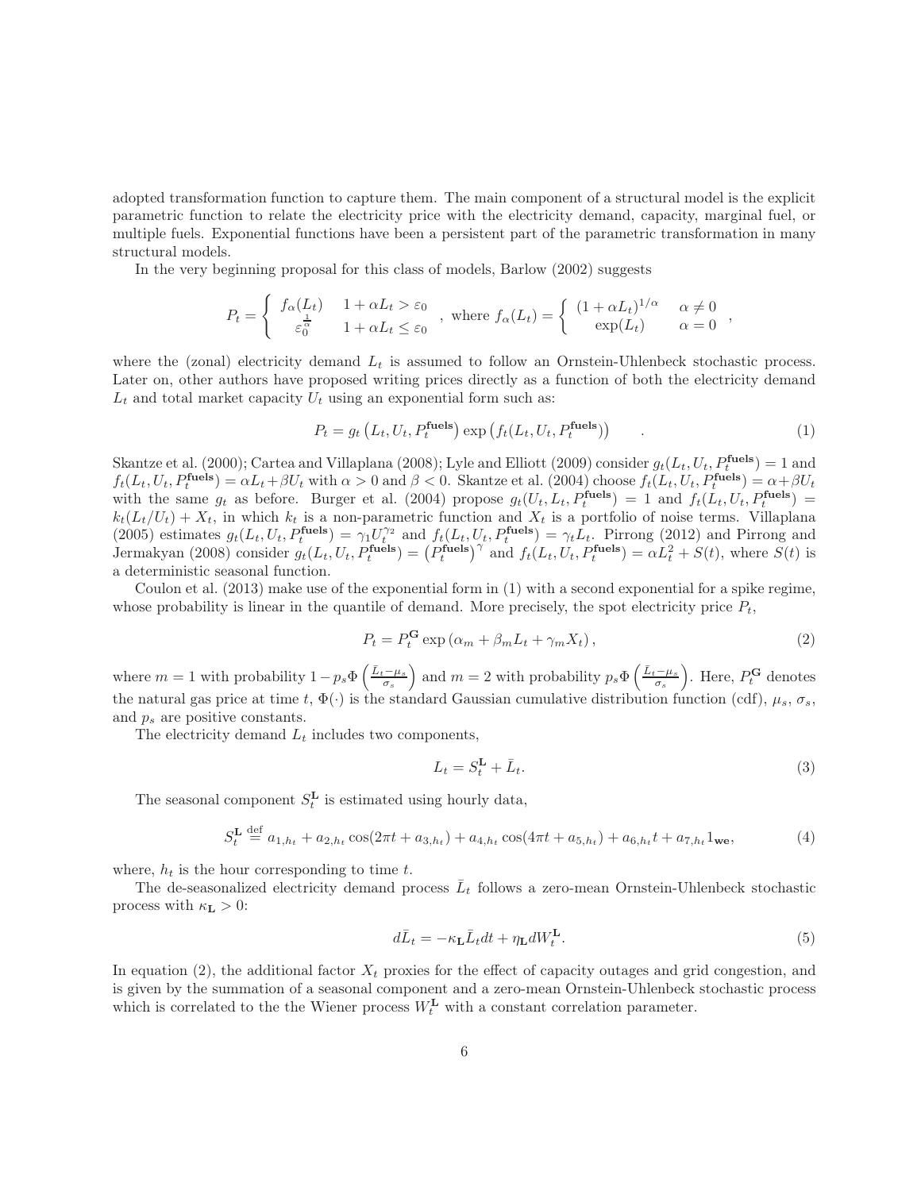adopted transformation function to capture them. The main component of a structural model is the explicit parametric function to relate the electricity price with the electricity demand, capacity, marginal fuel, or multiple fuels. Exponential functions have been a persistent part of the parametric transformation in many structural models.

In the very beginning proposal for this class of models, Barlow (2002) suggests

$$P_t = \begin{cases} f_\alpha(L_t) & 1+\alpha L_t > \varepsilon_0 \\ \varepsilon_0^{\frac{1}{\alpha}} & 1+\alpha L_t \leq \varepsilon_0 \end{cases}, \text{ where } f_\alpha(L_t) = \begin{cases} (1+\alpha L_t)^{1/\alpha} & \alpha \neq 0 \\ \exp(L_t) & \alpha = 0 \end{cases},$$

where the (zonal) electricity demand $L_t$ is assumed to follow an Ornstein-Uhlenbeck stochastic process. Later on, other authors have proposed writing prices directly as a function of both the electricity demand $L_t$ and total market capacity $U_t$ using an exponential form such as:

$$P_t = g_t\left(L_t, U_t, P_t^{\mathbf{fuels}}\right) \exp\left(f_t(L_t, U_t, P_t^{\mathbf{fuels}})\right) \qquad . \tag{1}$$

Skantze et al. (2000); Cartea and Villaplana (2008); Lyle and Elliott (2009) consider $g_t(L_t, U_t, P_t^{\mathbf{fuels}}) = 1$ and $f_t(L_t, U_t, P_t^{\mathbf{fuels}}) = \alpha L_t + \beta U_t$ with $\alpha > 0$ and $\beta < 0$. Skantze et al. (2004) choose $f_t(L_t, U_t, P_t^{\mathbf{fuels}}) = \alpha + \beta U_t$ with the same $g_t$ as before. Burger et al. (2004) propose $g_t(U_t, L_t, P_t^{\mathbf{fuels}}) = 1$ and $f_t(L_t, U_t, P_t^{\mathbf{fuels}}) = k_t(L_t/U_t) + X_t$, in which $k_t$ is a non-parametric function and $X_t$ is a portfolio of noise terms. Villaplana (2005) estimates $g_t(L_t, U_t, P_t^{\mathbf{fuels}}) = \gamma_1 U_t^{\gamma_2}$ and $f_t(L_t, U_t, P_t^{\mathbf{fuels}}) = \gamma_t L_t$. Pirrong (2012) and Pirrong and Jermakyan (2008) consider $g_t(L_t, U_t, P_t^{\mathbf{fuels}}) = \left(P_t^{\mathbf{fuels}}\right)^\gamma$ and $f_t(L_t, U_t, P_t^{\mathbf{fuels}}) = \alpha L_t^2 + S(t)$, where $S(t)$ is a deterministic seasonal function.

Coulon et al. (2013) make use of the exponential form in (1) with a second exponential for a spike regime, whose probability is linear in the quantile of demand. More precisely, the spot electricity price $P_t$,

$$P_t = P_t^{\mathbf{G}} \exp\left(\alpha_m + \beta_m L_t + \gamma_m X_t\right), \tag{2}$$

where $m = 1$ with probability $1 - p_s \Phi\left(\frac{\bar{L}_t - \mu_s}{\sigma_s}\right)$ and $m = 2$ with probability $p_s \Phi\left(\frac{\bar{L}_t - \mu_s}{\sigma_s}\right)$. Here, $P_t^{\mathbf{G}}$ denotes the natural gas price at time $t$, $\Phi(\cdot)$ is the standard Gaussian cumulative distribution function (cdf), $\mu_s$, $\sigma_s$, and $p_s$ are positive constants.

The electricity demand $L_t$ includes two components,

$$L_t = S_t^{\mathbf{L}} + \bar{L}_t. \tag{3}$$

The seasonal component $S_t^{\mathbf{L}}$ is estimated using hourly data,

$$S_t^{\mathbf{L}} \stackrel{\text{def}}{=} a_{1,h_t} + a_{2,h_t}\cos(2\pi t + a_{3,h_t}) + a_{4,h_t}\cos(4\pi t + a_{5,h_t}) + a_{6,h_t} t + a_{7,h_t} 1_{\mathbf{we}}, \tag{4}$$

where, $h_t$ is the hour corresponding to time $t$.

The de-seasonalized electricity demand process $\bar{L}_t$ follows a zero-mean Ornstein-Uhlenbeck stochastic process with $\kappa_{\mathbf{L}} > 0$:

$$d\bar{L}_t = -\kappa_{\mathbf{L}} \bar{L}_t dt + \eta_{\mathbf{L}} dW_t^{\mathbf{L}}. \tag{5}$$

In equation (2), the additional factor $X_t$ proxies for the effect of capacity outages and grid congestion, and is given by the summation of a seasonal component and a zero-mean Ornstein-Uhlenbeck stochastic process which is correlated to the the Wiener process $W_t^{\mathbf{L}}$ with a constant correlation parameter.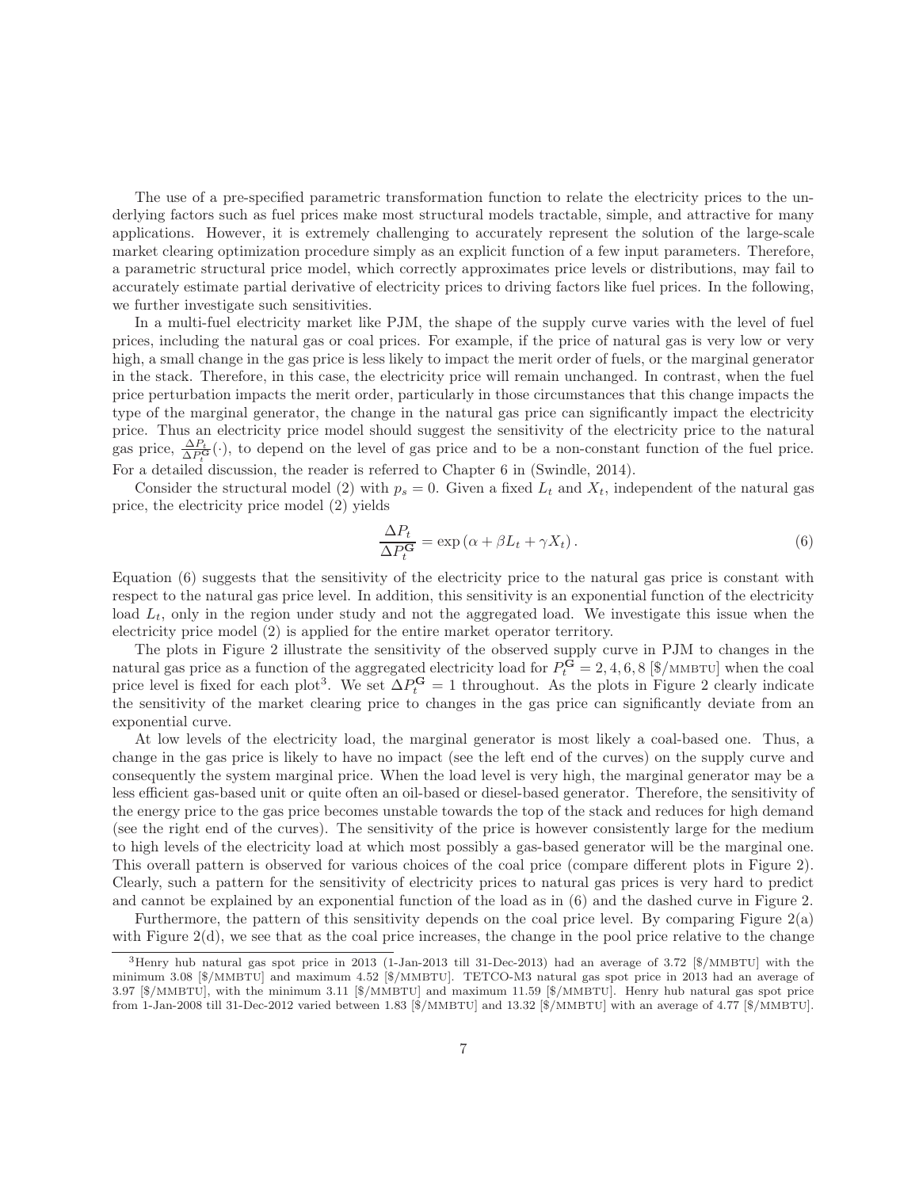The use of a pre-specified parametric transformation function to relate the electricity prices to the underlying factors such as fuel prices make most structural models tractable, simple, and attractive for many applications. However, it is extremely challenging to accurately represent the solution of the large-scale market clearing optimization procedure simply as an explicit function of a few input parameters. Therefore, a parametric structural price model, which correctly approximates price levels or distributions, may fail to accurately estimate partial derivative of electricity prices to driving factors like fuel prices. In the following, we further investigate such sensitivities.

In a multi-fuel electricity market like PJM, the shape of the supply curve varies with the level of fuel prices, including the natural gas or coal prices. For example, if the price of natural gas is very low or very high, a small change in the gas price is less likely to impact the merit order of fuels, or the marginal generator in the stack. Therefore, in this case, the electricity price will remain unchanged. In contrast, when the fuel price perturbation impacts the merit order, particularly in those circumstances that this change impacts the type of the marginal generator, the change in the natural gas price can significantly impact the electricity price. Thus an electricity price model should suggest the sensitivity of the electricity price to the natural gas price, $\frac{\Delta P_t}{\Delta P_t^{\mathbf{G}}}(\cdot)$, to depend on the level of gas price and to be a non-constant function of the fuel price. For a detailed discussion, the reader is referred to Chapter 6 in (Swindle, 2014).

Consider the structural model (2) with $p_s = 0$. Given a fixed $L_t$ and $X_t$, independent of the natural gas price, the electricity price model (2) yields

$$\frac{\Delta P_t}{\Delta P_t^{\mathbf{G}}} = \exp\left(\alpha + \beta L_t + \gamma X_t\right). \tag{6}$$

Equation (6) suggests that the sensitivity of the electricity price to the natural gas price is constant with respect to the natural gas price level. In addition, this sensitivity is an exponential function of the electricity load $L_t$, only in the region under study and not the aggregated load. We investigate this issue when the electricity price model (2) is applied for the entire market operator territory.

The plots in Figure 2 illustrate the sensitivity of the observed supply curve in PJM to changes in the natural gas price as a function of the aggregated electricity load for $P_t^{\mathbf{G}} = 2, 4, 6, 8$ [\$/MMBTU] when the coal price level is fixed for each plot[3]. We set $\Delta P_t^{\mathbf{G}} = 1$ throughout. As the plots in Figure 2 clearly indicate the sensitivity of the market clearing price to changes in the gas price can significantly deviate from an exponential curve.

At low levels of the electricity load, the marginal generator is most likely a coal-based one. Thus, a change in the gas price is likely to have no impact (see the left end of the curves) on the supply curve and consequently the system marginal price. When the load level is very high, the marginal generator may be a less efficient gas-based unit or quite often an oil-based or diesel-based generator. Therefore, the sensitivity of the energy price to the gas price becomes unstable towards the top of the stack and reduces for high demand (see the right end of the curves). The sensitivity of the price is however consistently large for the medium to high levels of the electricity load at which most possibly a gas-based generator will be the marginal one. This overall pattern is observed for various choices of the coal price (compare different plots in Figure 2). Clearly, such a pattern for the sensitivity of electricity prices to natural gas prices is very hard to predict and cannot be explained by an exponential function of the load as in (6) and the dashed curve in Figure 2.

Furthermore, the pattern of this sensitivity depends on the coal price level. By comparing Figure 2(a) with Figure 2(d), we see that as the coal price increases, the change in the pool price relative to the change

[3] Henry hub natural gas spot price in 2013 (1-Jan-2013 till 31-Dec-2013) had an average of 3.72 [\$/MMBTU] with the minimum 3.08 [\$/MMBTU] and maximum 4.52 [\$/MMBTU]. TETCO-M3 natural gas spot price in 2013 had an average of 3.97 [\$/MMBTU], with the minimum 3.11 [\$/MMBTU] and maximum 11.59 [\$/MMBTU]. Henry hub natural gas spot price from 1-Jan-2008 till 31-Dec-2012 varied between 1.83 [\$/MMBTU] and 13.32 [\$/MMBTU] with an average of 4.77 [\$/MMBTU].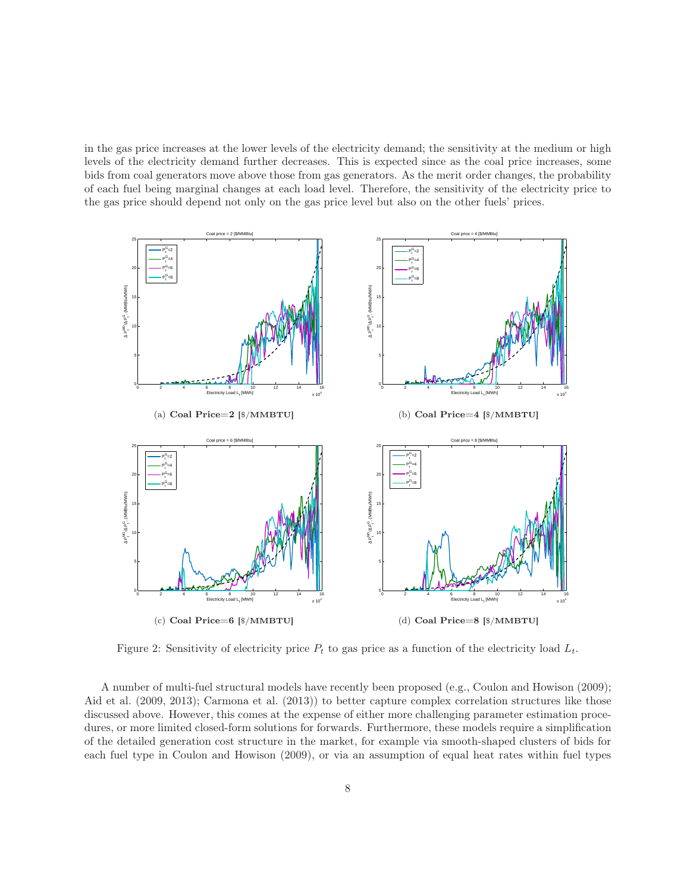in the gas price increases at the lower levels of the electricity demand; the sensitivity at the medium or high levels of the electricity demand further decreases. This is expected since as the coal price increases, some bids from coal generators move above those from gas generators. As the merit order changes, the probability of each fuel being marginal changes at each load level. Therefore, the sensitivity of the electricity price to the gas price should depend not only on the gas price level but also on the other fuels' prices.

(a) **Coal Price=2 [$/MMBTU]**

(b) **Coal Price=4 [$/MMBTU]**

(c) **Coal Price=6 [$/MMBTU]**

(d) **Coal Price=8 [$/MMBTU]**

Figure 2: Sensitivity of electricity price $P_t$ to gas price as a function of the electricity load $L_t$.

A number of multi-fuel structural models have recently been proposed (e.g., Coulon and Howison (2009); Aid et al. (2009, 2013); Carmona et al. (2013)) to better capture complex correlation structures like those discussed above. However, this comes at the expense of either more challenging parameter estimation procedures, or more limited closed-form solutions for forwards. Furthermore, these models require a simplification of the detailed generation cost structure in the market, for example via smooth-shaped clusters of bids for each fuel type in Coulon and Howison (2009), or via an assumption of equal heat rates within fuel types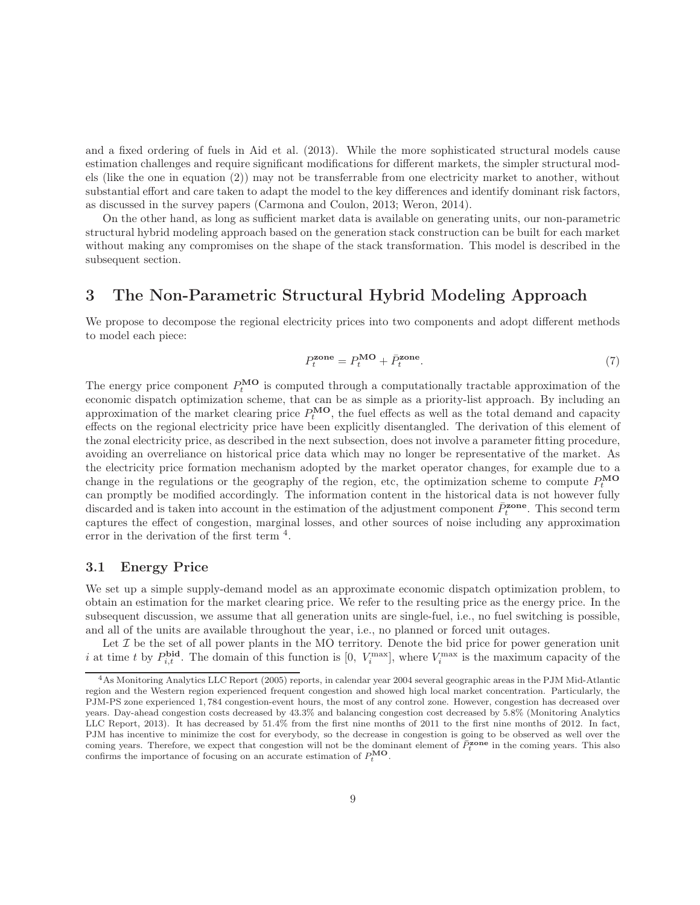and a fixed ordering of fuels in Aid et al. (2013). While the more sophisticated structural models cause estimation challenges and require significant modifications for different markets, the simpler structural models (like the one in equation (2)) may not be transferrable from one electricity market to another, without substantial effort and care taken to adapt the model to the key differences and identify dominant risk factors, as discussed in the survey papers (Carmona and Coulon, 2013; Weron, 2014).

On the other hand, as long as sufficient market data is available on generating units, our non-parametric structural hybrid modeling approach based on the generation stack construction can be built for each market without making any compromises on the shape of the stack transformation. This model is described in the subsequent section.

# 3 The Non-Parametric Structural Hybrid Modeling Approach

We propose to decompose the regional electricity prices into two components and adopt different methods to model each piece:

$$P_t^{\mathbf{zone}} = P_t^{\mathbf{MO}} + \bar{P}_t^{\mathbf{zone}}. \tag{7}$$

The energy price component $P_t^{\mathbf{MO}}$ is computed through a computationally tractable approximation of the economic dispatch optimization scheme, that can be as simple as a priority-list approach. By including an approximation of the market clearing price $P_t^{\mathbf{MO}}$, the fuel effects as well as the total demand and capacity effects on the regional electricity price have been explicitly disentangled. The derivation of this element of the zonal electricity price, as described in the next subsection, does not involve a parameter fitting procedure, avoiding an overreliance on historical price data which may no longer be representative of the market. As the electricity price formation mechanism adopted by the market operator changes, for example due to a change in the regulations or the geography of the region, etc, the optimization scheme to compute $P_t^{\mathbf{MO}}$ can promptly be modified accordingly. The information content in the historical data is not however fully discarded and is taken into account in the estimation of the adjustment component $\bar{P}_t^{\mathbf{zone}}$. This second term captures the effect of congestion, marginal losses, and other sources of noise including any approximation error in the derivation of the first term [4].

## 3.1 Energy Price

We set up a simple supply-demand model as an approximate economic dispatch optimization problem, to obtain an estimation for the market clearing price. We refer to the resulting price as the energy price. In the subsequent discussion, we assume that all generation units are single-fuel, i.e., no fuel switching is possible, and all of the units are available throughout the year, i.e., no planned or forced unit outages.

Let $\mathcal{I}$ be the set of all power plants in the MO territory. Denote the bid price for power generation unit $i$ at time $t$ by $P_{i,t}^{\mathbf{bid}}$. The domain of this function is $[0,\ V_i^{\max}]$, where $V_i^{\max}$ is the maximum capacity of the

[4] As Monitoring Analytics LLC Report (2005) reports, in calendar year 2004 several geographic areas in the PJM Mid-Atlantic region and the Western region experienced frequent congestion and showed high local market concentration. Particularly, the PJM-PS zone experienced 1,784 congestion-event hours, the most of any control zone. However, congestion has decreased over years. Day-ahead congestion costs decreased by 43.3% and balancing congestion cost decreased by 5.8% (Monitoring Analytics LLC Report, 2013). It has decreased by 51.4% from the first nine months of 2011 to the first nine months of 2012. In fact, PJM has incentive to minimize the cost for everybody, so the decrease in congestion is going to be observed as well over the coming years. Therefore, we expect that congestion will not be the dominant element of $\bar{P}_t^{\mathbf{zone}}$ in the coming years. This also confirms the importance of focusing on an accurate estimation of $P_t^{\mathbf{MO}}$.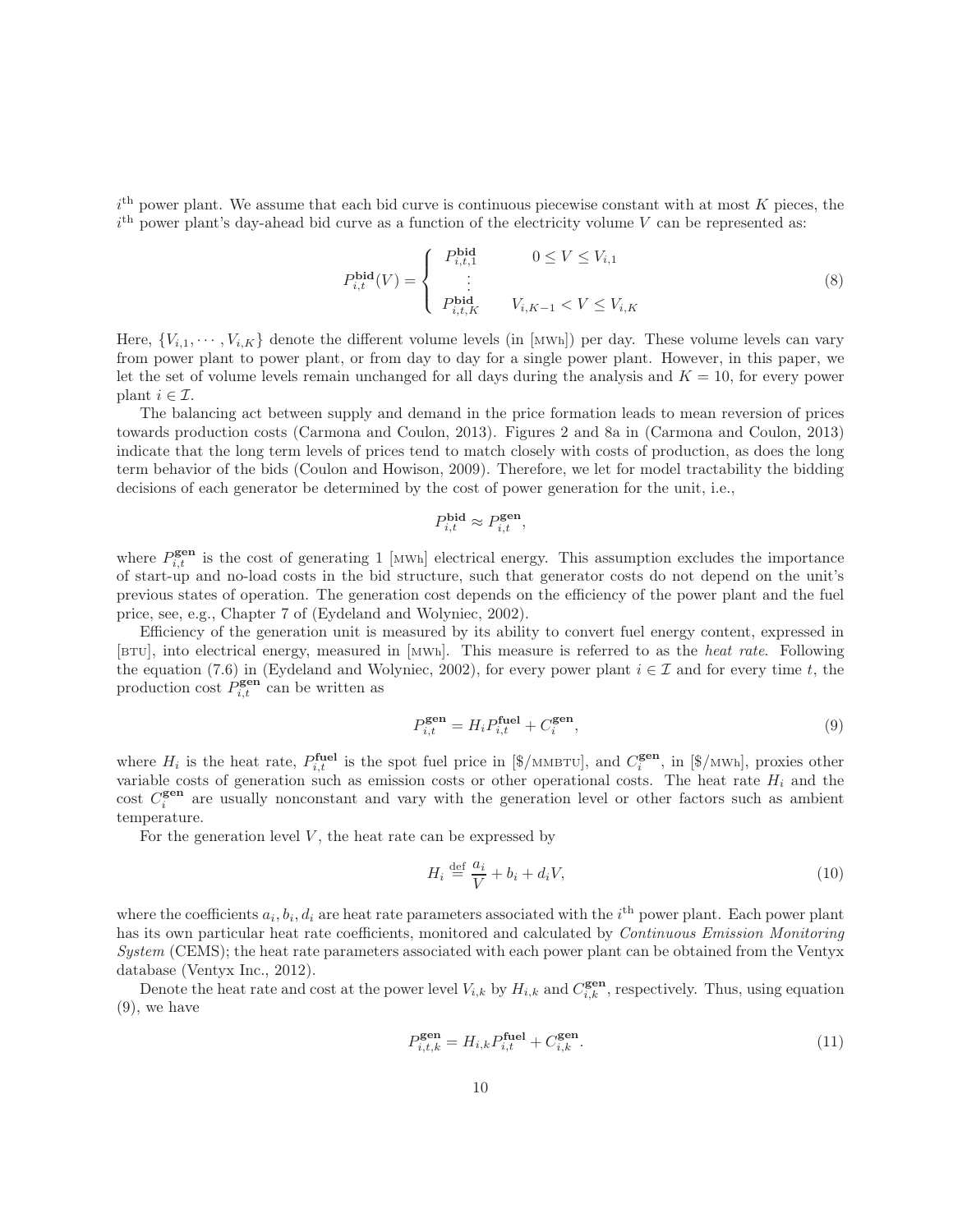$i^{\text{th}}$ power plant. We assume that each bid curve is continuous piecewise constant with at most $K$ pieces, the $i^{\text{th}}$ power plant's day-ahead bid curve as a function of the electricity volume $V$ can be represented as:

$$
P_{i,t}^{\mathbf{bid}}(V) = \begin{cases} P_{i,t,1}^{\mathbf{bid}} & 0 \leq V \leq V_{i,1} \\ \vdots & \\ P_{i,t,K}^{\mathbf{bid}} & V_{i,K-1} < V \leq V_{i,K} \end{cases} \tag{8}
$$

Here, $\{V_{i,1}, \cdots, V_{i,K}\}$ denote the different volume levels (in [MWh]) per day. These volume levels can vary from power plant to power plant, or from day to day for a single power plant. However, in this paper, we let the set of volume levels remain unchanged for all days during the analysis and $K = 10$, for every power plant $i \in \mathcal{I}$.

The balancing act between supply and demand in the price formation leads to mean reversion of prices towards production costs (Carmona and Coulon, 2013). Figures 2 and 8a in (Carmona and Coulon, 2013) indicate that the long term levels of prices tend to match closely with costs of production, as does the long term behavior of the bids (Coulon and Howison, 2009). Therefore, we let for model tractability the bidding decisions of each generator be determined by the cost of power generation for the unit, i.e.,

$$
P_{i,t}^{\mathbf{bid}} \approx P_{i,t}^{\mathbf{gen}},
$$

where $P_{i,t}^{\mathbf{gen}}$ is the cost of generating 1 [MWh] electrical energy. This assumption excludes the importance of start-up and no-load costs in the bid structure, such that generator costs do not depend on the unit's previous states of operation. The generation cost depends on the efficiency of the power plant and the fuel price, see, e.g., Chapter 7 of (Eydeland and Wolyniec, 2002).

Efficiency of the generation unit is measured by its ability to convert fuel energy content, expressed in [BTU], into electrical energy, measured in [MWh]. This measure is referred to as the *heat rate*. Following the equation (7.6) in (Eydeland and Wolyniec, 2002), for every power plant $i \in \mathcal{I}$ and for every time $t$, the production cost $P_{i,t}^{\mathbf{gen}}$ can be written as

$$
P_{i,t}^{\mathbf{gen}} = H_i P_{i,t}^{\mathbf{fuel}} + C_i^{\mathbf{gen}}, \tag{9}
$$

where $H_i$ is the heat rate, $P_{i,t}^{\mathbf{fuel}}$ is the spot fuel price in [\$/MMBTU], and $C_i^{\mathbf{gen}}$, in [\$/MWh], proxies other variable costs of generation such as emission costs or other operational costs. The heat rate $H_i$ and the cost $C_i^{\mathbf{gen}}$ are usually nonconstant and vary with the generation level or other factors such as ambient temperature.

For the generation level $V$, the heat rate can be expressed by

$$
H_i \stackrel{\text{def}}{=} \frac{a_i}{V} + b_i + d_i V, \tag{10}
$$

where the coefficients $a_i, b_i, d_i$ are heat rate parameters associated with the $i^{\text{th}}$ power plant. Each power plant has its own particular heat rate coefficients, monitored and calculated by *Continuous Emission Monitoring System* (CEMS); the heat rate parameters associated with each power plant can be obtained from the Ventyx database (Ventyx Inc., 2012).

Denote the heat rate and cost at the power level $V_{i,k}$ by $H_{i,k}$ and $C_{i,k}^{\mathbf{gen}}$, respectively. Thus, using equation (9), we have

$$
P_{i,t,k}^{\mathbf{gen}} = H_{i,k} P_{i,t}^{\mathbf{fuel}} + C_{i,k}^{\mathbf{gen}}. \tag{11}
$$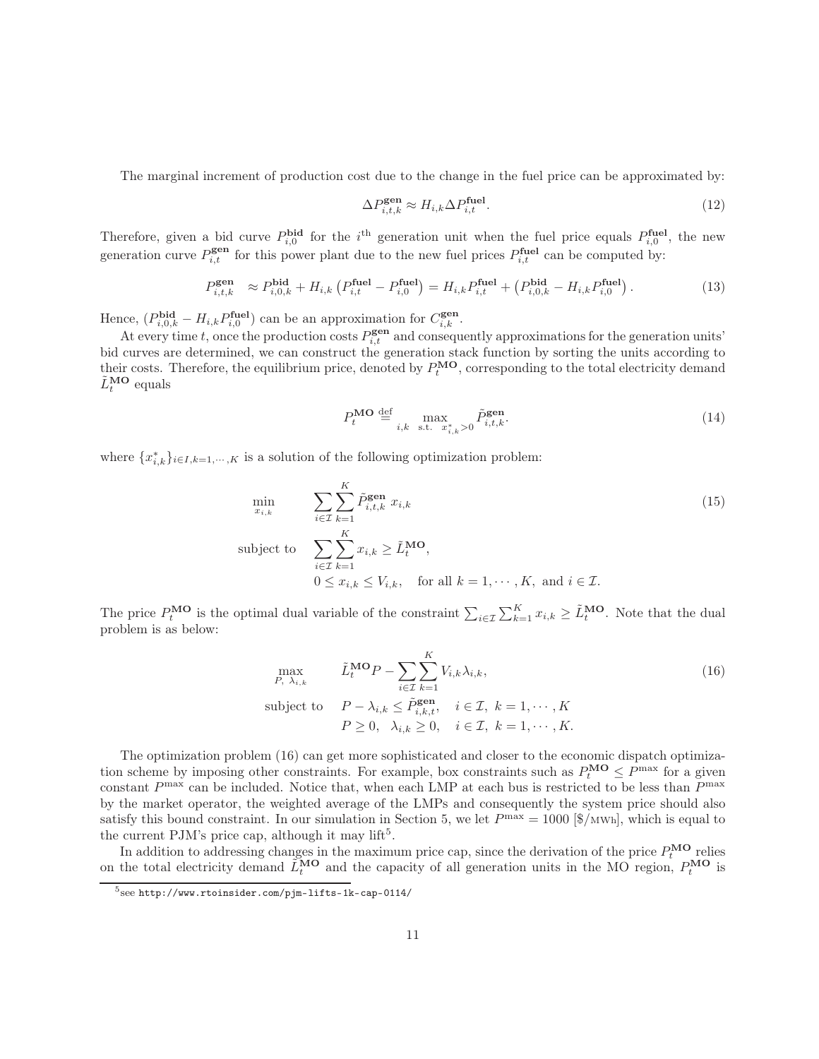The marginal increment of production cost due to the change in the fuel price can be approximated by:

$$\Delta P^{\mathbf{gen}}_{i,t,k} \approx H_{i,k} \Delta P^{\mathbf{fuel}}_{i,t}. \tag{12}$$

Therefore, given a bid curve $P^{\mathbf{bid}}_{i,0}$ for the $i^{\text{th}}$ generation unit when the fuel price equals $P^{\mathbf{fuel}}_{i,0}$, the new generation curve $P^{\mathbf{gen}}_{i,t}$ for this power plant due to the new fuel prices $P^{\mathbf{fuel}}_{i,t}$ can be computed by:

$$P^{\mathbf{gen}}_{i,t,k} \approx P^{\mathbf{bid}}_{i,0,k} + H_{i,k}\left(P^{\mathbf{fuel}}_{i,t} - P^{\mathbf{fuel}}_{i,0}\right) = H_{i,k} P^{\mathbf{fuel}}_{i,t} + \left(P^{\mathbf{bid}}_{i,0,k} - H_{i,k} P^{\mathbf{fuel}}_{i,0}\right). \tag{13}$$

Hence, $(P^{\mathbf{bid}}_{i,0,k} - H_{i,k} P^{\mathbf{fuel}}_{i,0})$ can be an approximation for $C^{\mathbf{gen}}_{i,k}$.

At every time $t$, once the production costs $P^{\mathbf{gen}}_{i,t}$ and consequently approximations for the generation units' bid curves are determined, we can construct the generation stack function by sorting the units according to their costs. Therefore, the equilibrium price, denoted by $P^{\mathbf{MO}}_t$, corresponding to the total electricity demand $\tilde{L}^{\mathbf{MO}}_t$ equals

$$P^{\mathbf{MO}}_t \stackrel{\text{def}}{=} \max_{i,k \;\; \text{s.t.} \;\; x^*_{i,k} > 0} \tilde{P}^{\mathbf{gen}}_{i,t,k}. \tag{14}$$

where $\{x^*_{i,k}\}_{i \in I, k=1,\cdots,K}$ is a solution of the following optimization problem:

$$\begin{aligned}
\min_{x_{i,k}} \quad & \sum_{i \in \mathcal{I}} \sum_{k=1}^{K} \tilde{P}^{\mathbf{gen}}_{i,t,k}\, x_{i,k} \\
\text{subject to} \quad & \sum_{i \in \mathcal{I}} \sum_{k=1}^{K} x_{i,k} \geq \tilde{L}^{\mathbf{MO}}_t, \\
& 0 \leq x_{i,k} \leq V_{i,k}, \quad \text{for all } k = 1, \cdots, K, \text{ and } i \in \mathcal{I}.
\end{aligned} \tag{15}$$

The price $P^{\mathbf{MO}}_t$ is the optimal dual variable of the constraint $\sum_{i \in \mathcal{I}} \sum_{k=1}^{K} x_{i,k} \geq \tilde{L}^{\mathbf{MO}}_t$. Note that the dual problem is as below:

$$\begin{aligned}
\max_{P,\; \lambda_{i,k}} \quad & \tilde{L}^{\mathbf{MO}}_t P - \sum_{i \in \mathcal{I}} \sum_{k=1}^{K} V_{i,k} \lambda_{i,k}, \\
\text{subject to} \quad & P - \lambda_{i,k} \leq \tilde{P}^{\mathbf{gen}}_{i,k,t}, \quad i \in \mathcal{I},\ k = 1, \cdots, K \\
& P \geq 0, \quad \lambda_{i,k} \geq 0, \quad i \in \mathcal{I},\ k = 1, \cdots, K.
\end{aligned} \tag{16}$$

The optimization problem (16) can get more sophisticated and closer to the economic dispatch optimization scheme by imposing other constraints. For example, box constraints such as $P^{\mathbf{MO}}_t \leq P^{\max}$ for a given constant $P^{\max}$ can be included. Notice that, when each LMP at each bus is restricted to be less than $P^{\max}$ by the market operator, the weighted average of the LMPs and consequently the system price should also satisfy this bound constraint. In our simulation in Section 5, we let $P^{\max} = 1000$ [\$/MWh], which is equal to the current PJM's price cap, although it may lift[5].

In addition to addressing changes in the maximum price cap, since the derivation of the price $P^{\mathbf{MO}}_t$ relies on the total electricity demand $\tilde{L}^{\mathbf{MO}}_t$ and the capacity of all generation units in the MO region, $P^{\mathbf{MO}}_t$ is

[5] see http://www.rtoinsider.com/pjm-lifts-1k-cap-0114/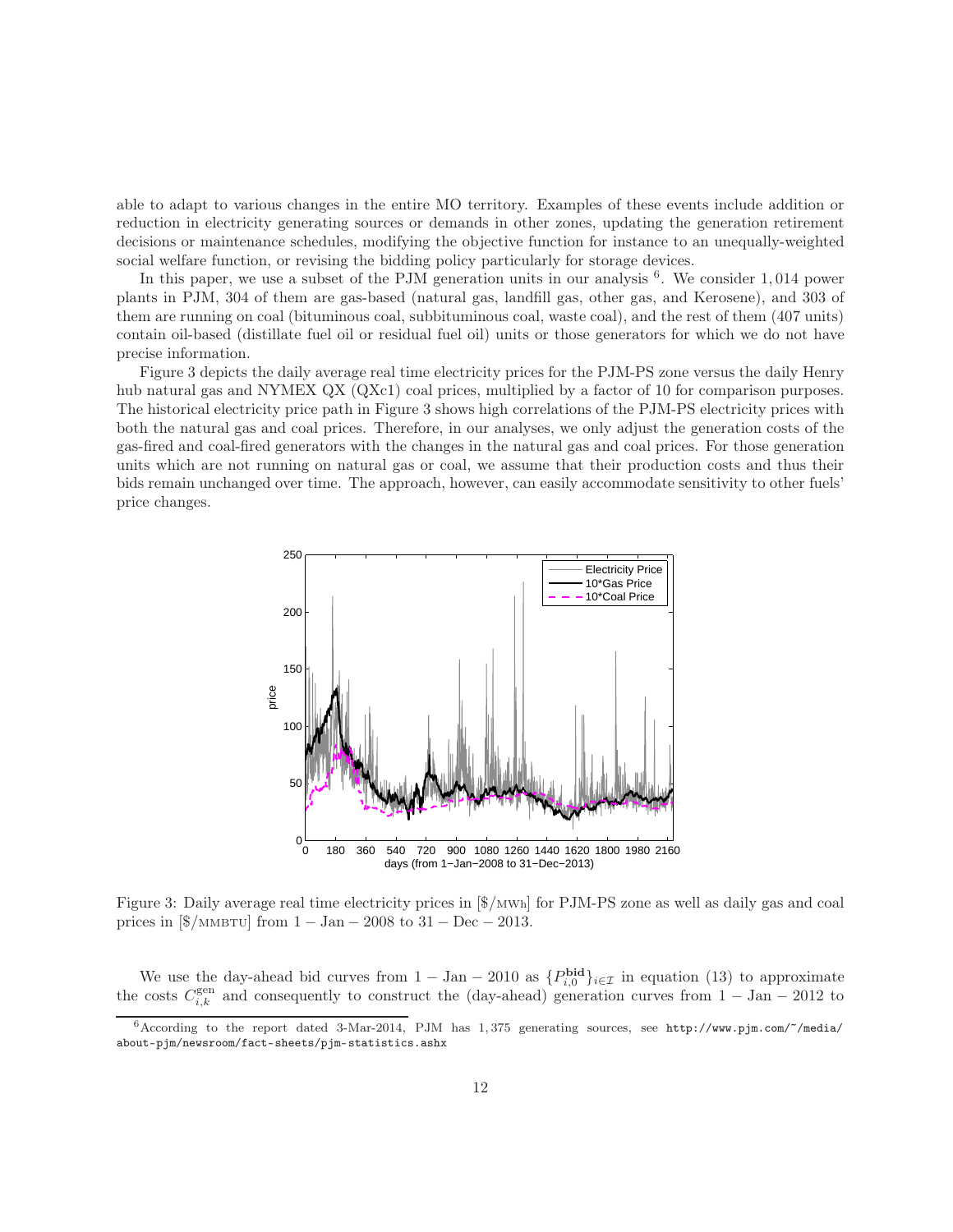able to adapt to various changes in the entire MO territory. Examples of these events include addition or reduction in electricity generating sources or demands in other zones, updating the generation retirement decisions or maintenance schedules, modifying the objective function for instance to an unequally-weighted social welfare function, or revising the bidding policy particularly for storage devices.

In this paper, we use a subset of the PJM generation units in our analysis [6]. We consider 1,014 power plants in PJM, 304 of them are gas-based (natural gas, landfill gas, other gas, and Kerosene), and 303 of them are running on coal (bituminous coal, subbituminous coal, waste coal), and the rest of them (407 units) contain oil-based (distillate fuel oil or residual fuel oil) units or those generators for which we do not have precise information.

Figure 3 depicts the daily average real time electricity prices for the PJM-PS zone versus the daily Henry hub natural gas and NYMEX QX (QXc1) coal prices, multiplied by a factor of 10 for comparison purposes. The historical electricity price path in Figure 3 shows high correlations of the PJM-PS electricity prices with both the natural gas and coal prices. Therefore, in our analyses, we only adjust the generation costs of the gas-fired and coal-fired generators with the changes in the natural gas and coal prices. For those generation units which are not running on natural gas or coal, we assume that their production costs and thus their bids remain unchanged over time. The approach, however, can easily accommodate sensitivity to other fuels' price changes.

Figure 3: Daily average real time electricity prices in [\$/MWh] for PJM-PS zone as well as daily gas and coal prices in [\$/MMBTU] from 1 − Jan − 2008 to 31 − Dec − 2013.

We use the day-ahead bid curves from 1 − Jan − 2010 as $\{P_{i,0}^{\mathbf{bid}}\}_{i\in\mathcal{I}}$ in equation (13) to approximate the costs $C_{i,k}^{\text{gen}}$ and consequently to construct the (day-ahead) generation curves from 1 − Jan − 2012 to

[6] According to the report dated 3-Mar-2014, PJM has 1,375 generating sources, see http://www.pjm.com/~/media/about-pjm/newsroom/fact-sheets/pjm-statistics.ashx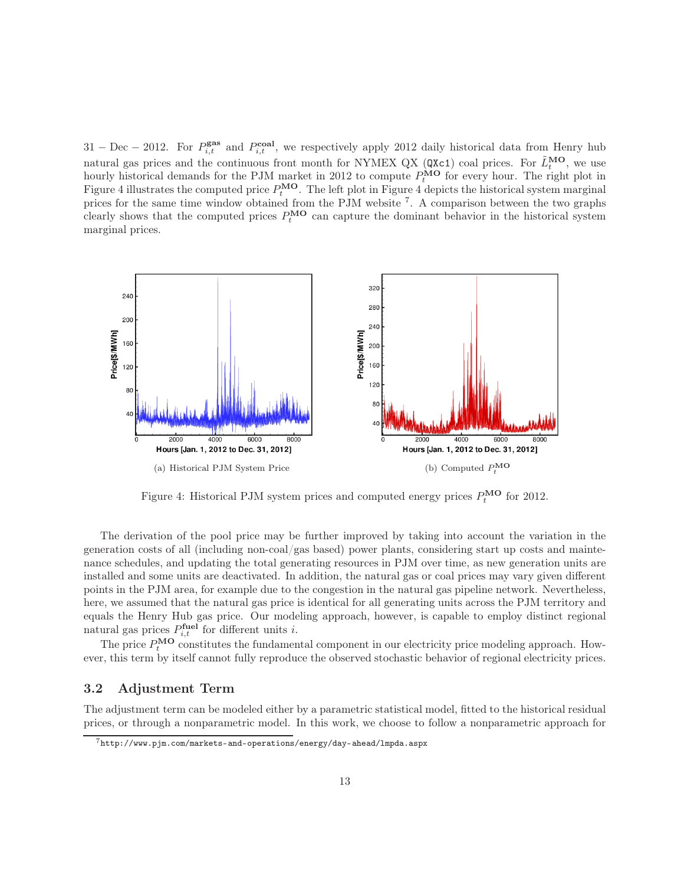31 – Dec – 2012. For $P_{i,t}^{\mathbf{gas}}$ and $P_{i,t}^{\mathbf{coal}}$, we respectively apply 2012 daily historical data from Henry hub natural gas prices and the continuous front month for NYMEX QX (QXc1) coal prices. For $\tilde{L}_t^{\mathbf{MO}}$, we use hourly historical demands for the PJM market in 2012 to compute $P_t^{\mathbf{MO}}$ for every hour. The right plot in Figure 4 illustrates the computed price $P_t^{\mathbf{MO}}$. The left plot in Figure 4 depicts the historical system marginal prices for the same time window obtained from the PJM website [7]. A comparison between the two graphs clearly shows that the computed prices $P_t^{\mathbf{MO}}$ can capture the dominant behavior in the historical system marginal prices.

(a) Historical PJM System Price

(b) Computed $P_t^{\mathbf{MO}}$

Figure 4: Historical PJM system prices and computed energy prices $P_t^{\mathbf{MO}}$ for 2012.

The derivation of the pool price may be further improved by taking into account the variation in the generation costs of all (including non-coal/gas based) power plants, considering start up costs and maintenance schedules, and updating the total generating resources in PJM over time, as new generation units are installed and some units are deactivated. In addition, the natural gas or coal prices may vary given different points in the PJM area, for example due to the congestion in the natural gas pipeline network. Nevertheless, here, we assumed that the natural gas price is identical for all generating units across the PJM territory and equals the Henry Hub gas price. Our modeling approach, however, is capable to employ distinct regional natural gas prices $P_{i,t}^{\mathbf{fuel}}$ for different units $i$.

The price $P_t^{\mathbf{MO}}$ constitutes the fundamental component in our electricity price modeling approach. However, this term by itself cannot fully reproduce the observed stochastic behavior of regional electricity prices.

### 3.2 Adjustment Term

The adjustment term can be modeled either by a parametric statistical model, fitted to the historical residual prices, or through a nonparametric model. In this work, we choose to follow a nonparametric approach for

[7] http://www.pjm.com/markets-and-operations/energy/day-ahead/lmpda.aspx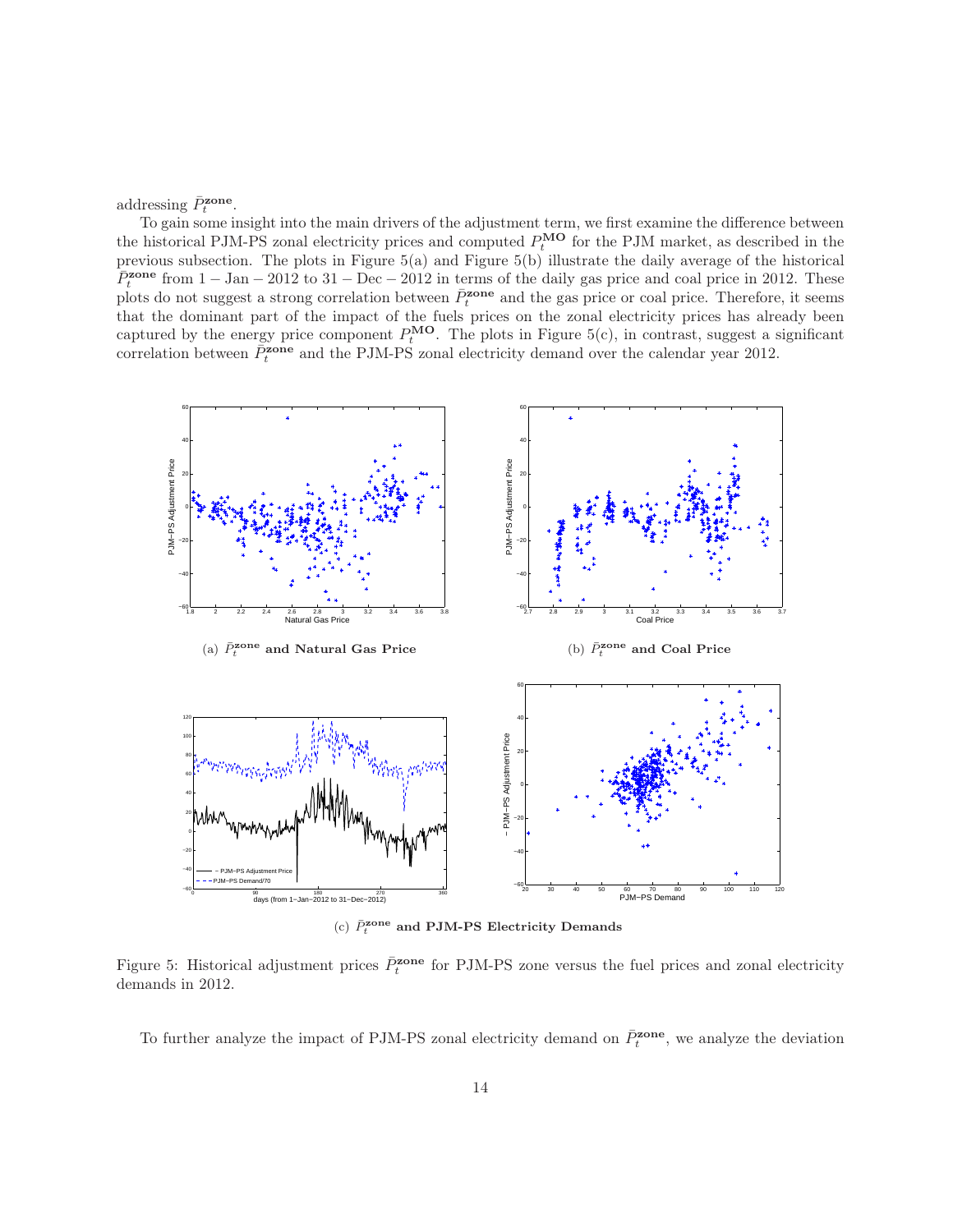addressing $\bar{P}_t^{\mathbf{zone}}$.

To gain some insight into the main drivers of the adjustment term, we first examine the difference between the historical PJM-PS zonal electricity prices and computed $P_t^{\mathbf{MO}}$ for the PJM market, as described in the previous subsection. The plots in Figure 5(a) and Figure 5(b) illustrate the daily average of the historical $\bar{P}_t^{\mathbf{zone}}$ from $1-\text{Jan}-2012$ to $31-\text{Dec}-2012$ in terms of the daily gas price and coal price in 2012. These plots do not suggest a strong correlation between $\bar{P}_t^{\mathbf{zone}}$ and the gas price or coal price. Therefore, it seems that the dominant part of the impact of the fuels prices on the zonal electricity prices has already been captured by the energy price component $P_t^{\mathbf{MO}}$. The plots in Figure 5(c), in contrast, suggest a significant correlation between $\bar{P}_t^{\mathbf{zone}}$ and the PJM-PS zonal electricity demand over the calendar year 2012.

(a) $\bar{P}_t^{\mathbf{zone}}$ **and Natural Gas Price**

(b) $\bar{P}_t^{\mathbf{zone}}$ **and Coal Price**

(c) $\bar{P}_t^{\mathbf{zone}}$ **and PJM-PS Electricity Demands**

Figure 5: Historical adjustment prices $\bar{P}_t^{\mathbf{zone}}$ for PJM-PS zone versus the fuel prices and zonal electricity demands in 2012.

To further analyze the impact of PJM-PS zonal electricity demand on $\bar{P}_t^{\mathbf{zone}}$, we analyze the deviation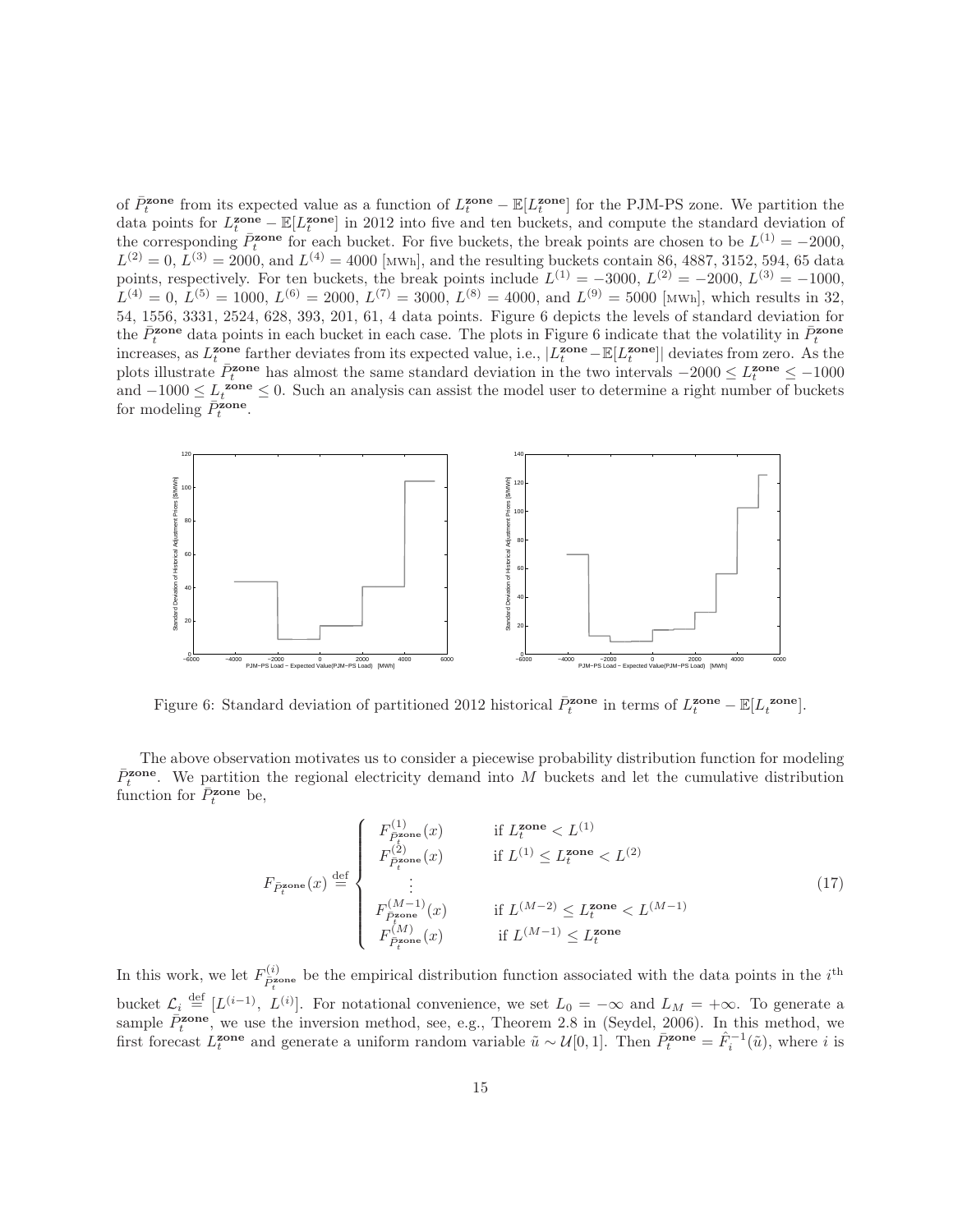of $\bar{P}_t^{\mathbf{zone}}$ from its expected value as a function of $L_t^{\mathbf{zone}} - \mathbb{E}[L_t^{\mathbf{zone}}]$ for the PJM-PS zone. We partition the data points for $L_t^{\mathbf{zone}} - \mathbb{E}[L_t^{\mathbf{zone}}]$ in 2012 into five and ten buckets, and compute the standard deviation of the corresponding $\bar{P}_t^{\mathbf{zone}}$ for each bucket. For five buckets, the break points are chosen to be $L^{(1)} = -2000$, $L^{(2)} = 0$, $L^{(3)} = 2000$, and $L^{(4)} = 4000$ [MWh], and the resulting buckets contain 86, 4887, 3152, 594, 65 data points, respectively. For ten buckets, the break points include $L^{(1)} = -3000$, $L^{(2)} = -2000$, $L^{(3)} = -1000$, $L^{(4)} = 0$, $L^{(5)} = 1000$, $L^{(6)} = 2000$, $L^{(7)} = 3000$, $L^{(8)} = 4000$, and $L^{(9)} = 5000$ [MWh], which results in 32, 54, 1556, 3331, 2524, 628, 393, 201, 61, 4 data points. Figure 6 depicts the levels of standard deviation for the $\bar{P}_t^{\mathbf{zone}}$ data points in each bucket in each case. The plots in Figure 6 indicate that the volatility in $\bar{P}_t^{\mathbf{zone}}$ increases, as $L_t^{\mathbf{zone}}$ farther deviates from its expected value, i.e., $|L_t^{\mathbf{zone}} - \mathbb{E}[L_t^{\mathbf{zone}}]|$ deviates from zero. As the plots illustrate $\bar{P}_t^{\mathbf{zone}}$ has almost the same standard deviation in the two intervals $-2000 \le L_t^{\mathbf{zone}} \le -1000$ and $-1000 \le L_t^{\mathbf{zone}} \le 0$. Such an analysis can assist the model user to determine a right number of buckets for modeling $\bar{P}_t^{\mathbf{zone}}$.

Figure 6: Standard deviation of partitioned 2012 historical $\bar{P}_t^{\mathbf{zone}}$ in terms of $L_t^{\mathbf{zone}} - \mathbb{E}[L_t^{\mathbf{zone}}]$.

The above observation motivates us to consider a piecewise probability distribution function for modeling $\bar{P}_t^{\mathbf{zone}}$. We partition the regional electricity demand into $M$ buckets and let the cumulative distribution function for $\bar{P}_t^{\mathbf{zone}}$ be,

$$F_{\bar{P}_t^{\mathbf{zone}}}(x) \stackrel{\text{def}}{=} \begin{cases} F^{(1)}_{\bar{P}_t^{\mathbf{zone}}}(x) & \text{if } L_t^{\mathbf{zone}} < L^{(1)} \\ F^{(2)}_{\bar{P}_t^{\mathbf{zone}}}(x) & \text{if } L^{(1)} \le L_t^{\mathbf{zone}} < L^{(2)} \\ \vdots & \\ F^{(M-1)}_{\bar{P}_t^{\mathbf{zone}}}(x) & \text{if } L^{(M-2)} \le L_t^{\mathbf{zone}} < L^{(M-1)} \\ F^{(M)}_{\bar{P}_t^{\mathbf{zone}}}(x) & \text{if } L^{(M-1)} \le L_t^{\mathbf{zone}} \end{cases} \tag{17}$$

In this work, we let $F^{(i)}_{\bar{P}_t^{\mathbf{zone}}}$ be the empirical distribution function associated with the data points in the $i^{\text{th}}$ bucket $\mathcal{L}_i \stackrel{\text{def}}{=} [L^{(i-1)},\ L^{(i)}]$. For notational convenience, we set $L_0 = -\infty$ and $L_M = +\infty$. To generate a sample $\bar{P}_t^{\mathbf{zone}}$, we use the inversion method, see, e.g., Theorem 2.8 in (Seydel, 2006). In this method, we first forecast $L_t^{\mathbf{zone}}$ and generate a uniform random variable $\tilde{u} \sim \mathcal{U}[0, 1]$. Then $\bar{P}_t^{\mathbf{zone}} = \hat{F}_i^{-1}(\tilde{u})$, where $i$ is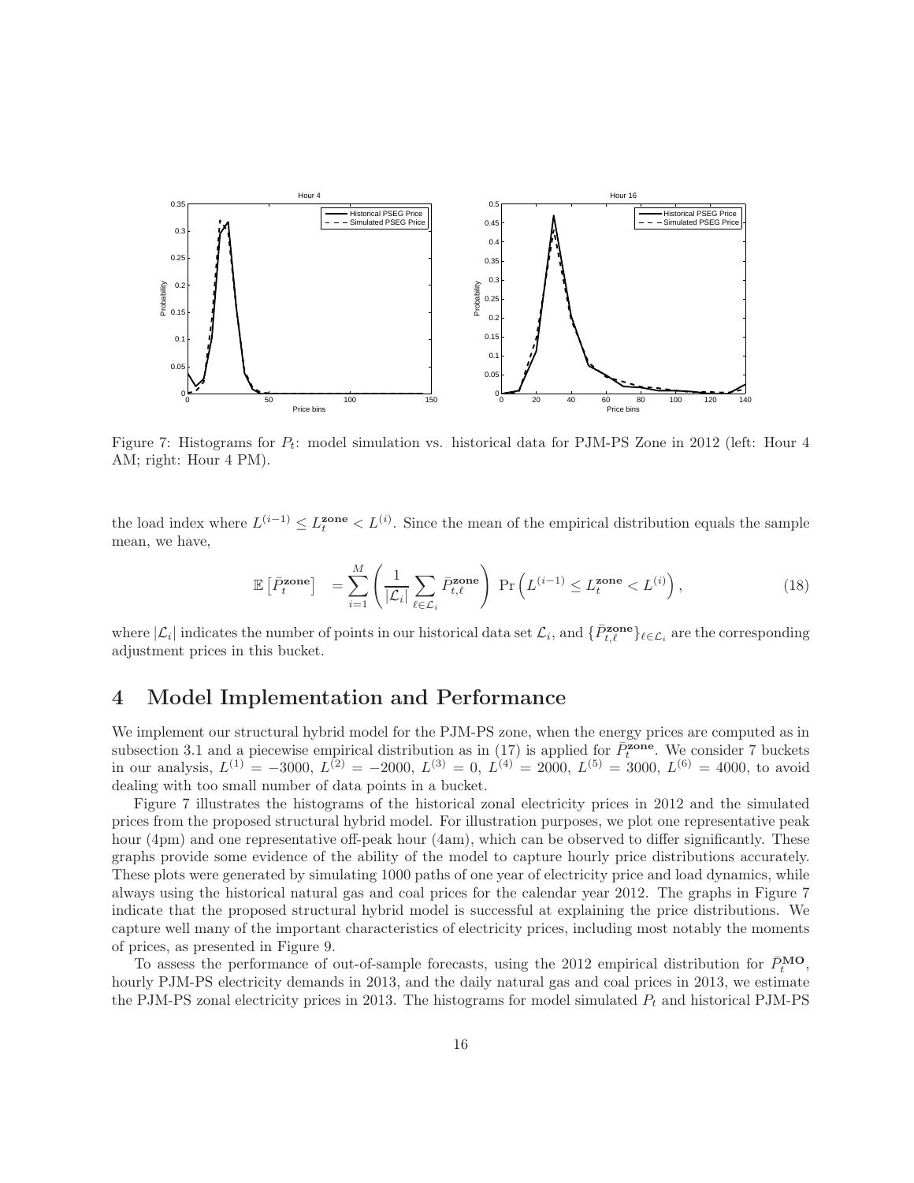Figure 7: Histograms for $P_t$: model simulation vs. historical data for PJM-PS Zone in 2012 (left: Hour 4 AM; right: Hour 4 PM).

the load index where $L^{(i-1)} \le L_t^{\mathbf{zone}} < L^{(i)}$. Since the mean of the empirical distribution equals the sample mean, we have,

$$\mathbb{E}\left[\bar{P}_t^{\mathbf{zone}}\right] \quad = \sum_{i=1}^{M} \left( \frac{1}{|\mathcal{L}_i|} \sum_{\ell \in \mathcal{L}_i} \bar{P}_{t,\ell}^{\mathbf{zone}} \right) \Pr\left( L^{(i-1)} \le L_t^{\mathbf{zone}} < L^{(i)} \right), \tag{18}$$

where $|\mathcal{L}_i|$ indicates the number of points in our historical data set $\mathcal{L}_i$, and $\{\bar{P}_{t,\ell}^{\mathbf{zone}}\}_{\ell \in \mathcal{L}_i}$ are the corresponding adjustment prices in this bucket.

# 4 Model Implementation and Performance

We implement our structural hybrid model for the PJM-PS zone, when the energy prices are computed as in subsection 3.1 and a piecewise empirical distribution as in (17) is applied for $\bar{P}_t^{\mathbf{zone}}$. We consider 7 buckets in our analysis, $L^{(1)} = -3000$, $L^{(2)} = -2000$, $L^{(3)} = 0$, $L^{(4)} = 2000$, $L^{(5)} = 3000$, $L^{(6)} = 4000$, to avoid dealing with too small number of data points in a bucket.

Figure 7 illustrates the histograms of the historical zonal electricity prices in 2012 and the simulated prices from the proposed structural hybrid model. For illustration purposes, we plot one representative peak hour (4pm) and one representative off-peak hour (4am), which can be observed to differ significantly. These graphs provide some evidence of the ability of the model to capture hourly price distributions accurately. These plots were generated by simulating 1000 paths of one year of electricity price and load dynamics, while always using the historical natural gas and coal prices for the calendar year 2012. The graphs in Figure 7 indicate that the proposed structural hybrid model is successful at explaining the price distributions. We capture well many of the important characteristics of electricity prices, including most notably the moments of prices, as presented in Figure 9.

To assess the performance of out-of-sample forecasts, using the 2012 empirical distribution for $\bar{P}_t^{\mathbf{MO}}$, hourly PJM-PS electricity demands in 2013, and the daily natural gas and coal prices in 2013, we estimate the PJM-PS zonal electricity prices in 2013. The histograms for model simulated $P_t$ and historical PJM-PS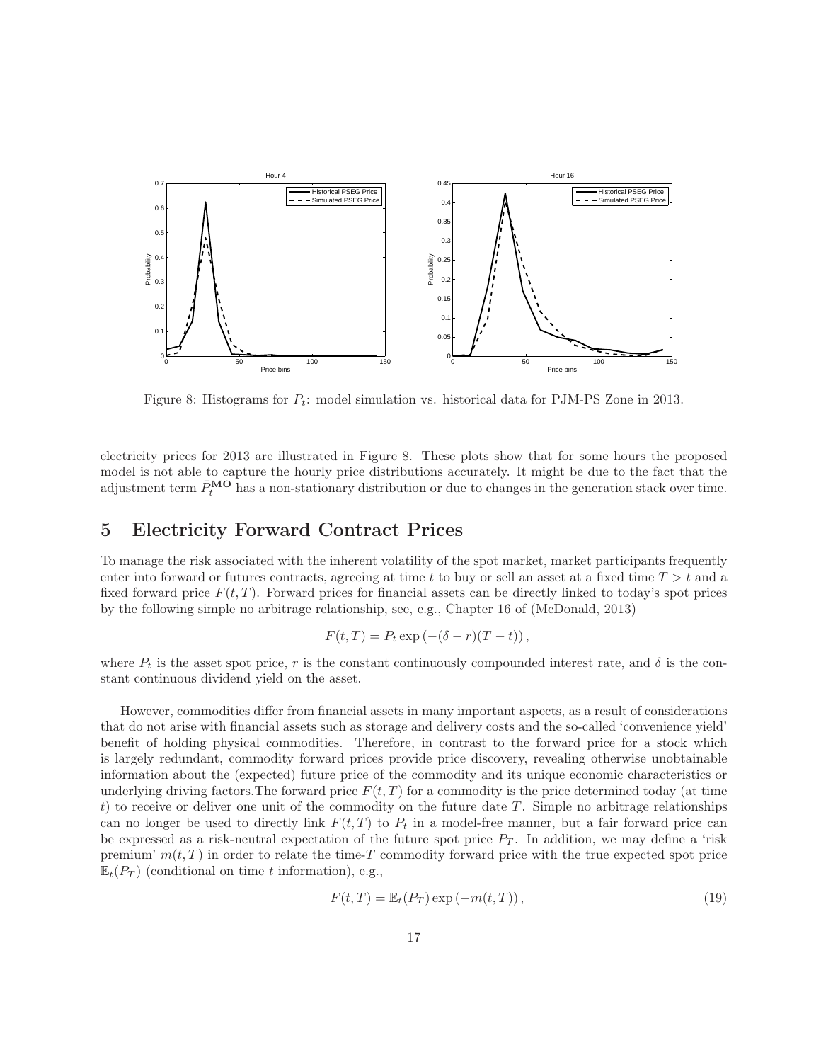Figure 8: Histograms for $P_t$: model simulation vs. historical data for PJM-PS Zone in 2013.

electricity prices for 2013 are illustrated in Figure 8. These plots show that for some hours the proposed model is not able to capture the hourly price distributions accurately. It might be due to the fact that the adjustment term $\bar{P}_t^{\mathbf{MO}}$ has a non-stationary distribution or due to changes in the generation stack over time.

## 5 Electricity Forward Contract Prices

To manage the risk associated with the inherent volatility of the spot market, market participants frequently enter into forward or futures contracts, agreeing at time $t$ to buy or sell an asset at a fixed time $T > t$ and a fixed forward price $F(t,T)$. Forward prices for financial assets can be directly linked to today's spot prices by the following simple no arbitrage relationship, see, e.g., Chapter 16 of (McDonald, 2013)

$$F(t,T) = P_t \exp\left(-(\delta - r)(T-t)\right),$$

where $P_t$ is the asset spot price, $r$ is the constant continuously compounded interest rate, and $\delta$ is the constant continuous dividend yield on the asset.

However, commodities differ from financial assets in many important aspects, as a result of considerations that do not arise with financial assets such as storage and delivery costs and the so-called 'convenience yield' benefit of holding physical commodities. Therefore, in contrast to the forward price for a stock which is largely redundant, commodity forward prices provide price discovery, revealing otherwise unobtainable information about the (expected) future price of the commodity and its unique economic characteristics or underlying driving factors.The forward price $F(t,T)$ for a commodity is the price determined today (at time $t$) to receive or deliver one unit of the commodity on the future date $T$. Simple no arbitrage relationships can no longer be used to directly link $F(t,T)$ to $P_t$ in a model-free manner, but a fair forward price can be expressed as a risk-neutral expectation of the future spot price $P_T$. In addition, we may define a 'risk premium' $m(t,T)$ in order to relate the time-$T$ commodity forward price with the true expected spot price $\mathbb{E}_t(P_T)$ (conditional on time $t$ information), e.g.,

$$F(t,T) = \mathbb{E}_t(P_T)\exp\left(-m(t,T)\right), \tag{19}$$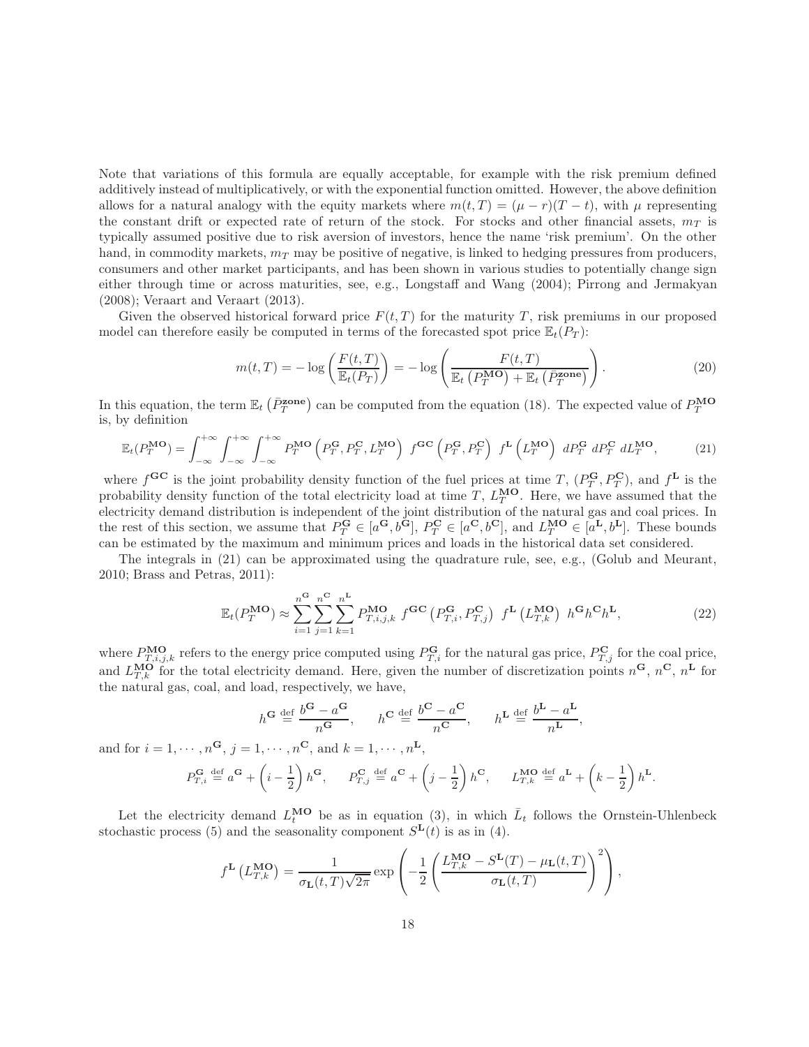Note that variations of this formula are equally acceptable, for example with the risk premium defined additively instead of multiplicatively, or with the exponential function omitted. However, the above definition allows for a natural analogy with the equity markets where $m(t,T) = (\mu - r)(T-t)$, with $\mu$ representing the constant drift or expected rate of return of the stock. For stocks and other financial assets, $m_T$ is typically assumed positive due to risk aversion of investors, hence the name 'risk premium'. On the other hand, in commodity markets, $m_T$ may be positive of negative, is linked to hedging pressures from producers, consumers and other market participants, and has been shown in various studies to potentially change sign either through time or across maturities, see, e.g., Longstaff and Wang (2004); Pirrong and Jermakyan (2008); Veraart and Veraart (2013).

Given the observed historical forward price $F(t,T)$ for the maturity $T$, risk premiums in our proposed model can therefore easily be computed in terms of the forecasted spot price $\mathbb{E}_t(P_T)$:

$$m(t,T) = -\log\left(\frac{F(t,T)}{\mathbb{E}_t(P_T)}\right) = -\log\left(\frac{F(t,T)}{\mathbb{E}_t\left(P_T^{\mathbf{MO}}\right) + \mathbb{E}_t\left(\bar{P}_T^{\mathbf{zone}}\right)}\right). \tag{20}$$

In this equation, the term $\mathbb{E}_t\left(\bar{P}_T^{\mathbf{zone}}\right)$ can be computed from the equation (18). The expected value of $P_T^{\mathbf{MO}}$ is, by definition

$$\mathbb{E}_t(P_T^{\mathbf{MO}}) = \int_{-\infty}^{+\infty}\int_{-\infty}^{+\infty}\int_{-\infty}^{+\infty} P_T^{\mathbf{MO}}\left(P_T^{\mathbf{G}}, P_T^{\mathbf{C}}, L_T^{\mathbf{MO}}\right)\ f^{\mathbf{GC}}\left(P_T^{\mathbf{G}}, P_T^{\mathbf{C}}\right)\ f^{\mathbf{L}}\left(L_T^{\mathbf{MO}}\right)\ dP_T^{\mathbf{G}}\ dP_T^{\mathbf{C}}\ dL_T^{\mathbf{MO}}, \tag{21}$$

where $f^{\mathbf{GC}}$ is the joint probability density function of the fuel prices at time $T$, $(P_T^{\mathbf{G}}, P_T^{\mathbf{C}})$, and $f^{\mathbf{L}}$ is the probability density function of the total electricity load at time $T$, $L_T^{\mathbf{MO}}$. Here, we have assumed that the electricity demand distribution is independent of the joint distribution of the natural gas and coal prices. In the rest of this section, we assume that $P_T^{\mathbf{G}} \in [a^{\mathbf{G}}, b^{\mathbf{G}}]$, $P_T^{\mathbf{C}} \in [a^{\mathbf{C}}, b^{\mathbf{C}}]$, and $L_T^{\mathbf{MO}} \in [a^{\mathbf{L}}, b^{\mathbf{L}}]$. These bounds can be estimated by the maximum and minimum prices and loads in the historical data set considered.

The integrals in (21) can be approximated using the quadrature rule, see, e.g., (Golub and Meurant, 2010; Brass and Petras, 2011):

$$\mathbb{E}_t(P_T^{\mathbf{MO}}) \approx \sum_{i=1}^{n^{\mathbf{G}}}\sum_{j=1}^{n^{\mathbf{C}}}\sum_{k=1}^{n^{\mathbf{L}}} P_{T,i,j,k}^{\mathbf{MO}}\ f^{\mathbf{GC}}\left(P_{T,i}^{\mathbf{G}}, P_{T,j}^{\mathbf{C}}\right)\ f^{\mathbf{L}}\left(L_{T,k}^{\mathbf{MO}}\right)\ h^{\mathbf{G}}h^{\mathbf{C}}h^{\mathbf{L}}, \tag{22}$$

where $P_{T,i,j,k}^{\mathbf{MO}}$ refers to the energy price computed using $P_{T,i}^{\mathbf{G}}$ for the natural gas price, $P_{T,j}^{\mathbf{C}}$ for the coal price, and $L_{T,k}^{\mathbf{MO}}$ for the total electricity demand. Here, given the number of discretization points $n^{\mathbf{G}}$, $n^{\mathbf{C}}$, $n^{\mathbf{L}}$ for the natural gas, coal, and load, respectively, we have,

$$h^{\mathbf{G}} \stackrel{\text{def}}{=} \frac{b^{\mathbf{G}} - a^{\mathbf{G}}}{n^{\mathbf{G}}}, \qquad h^{\mathbf{C}} \stackrel{\text{def}}{=} \frac{b^{\mathbf{C}} - a^{\mathbf{C}}}{n^{\mathbf{C}}}, \qquad h^{\mathbf{L}} \stackrel{\text{def}}{=} \frac{b^{\mathbf{L}} - a^{\mathbf{L}}}{n^{\mathbf{L}}},$$

and for $i = 1, \cdots, n^{\mathbf{G}}$, $j = 1, \cdots, n^{\mathbf{C}}$, and $k = 1, \cdots, n^{\mathbf{L}}$,

$$P_{T,i}^{\mathbf{G}} \stackrel{\text{def}}{=} a^{\mathbf{G}} + \left(i - \frac{1}{2}\right)h^{\mathbf{G}}, \qquad P_{T,j}^{\mathbf{C}} \stackrel{\text{def}}{=} a^{\mathbf{C}} + \left(j - \frac{1}{2}\right)h^{\mathbf{C}}, \qquad L_{T,k}^{\mathbf{MO}} \stackrel{\text{def}}{=} a^{\mathbf{L}} + \left(k - \frac{1}{2}\right)h^{\mathbf{L}}.$$

Let the electricity demand $L_t^{\mathbf{MO}}$ be as in equation (3), in which $\bar{L}_t$ follows the Ornstein-Uhlenbeck stochastic process (5) and the seasonality component $S^{\mathbf{L}}(t)$ is as in (4).

$$f^{\mathbf{L}}\left(L_{T,k}^{\mathbf{MO}}\right) = \frac{1}{\sigma_{\mathbf{L}}(t,T)\sqrt{2\pi}}\exp\left(-\frac{1}{2}\left(\frac{L_{T,k}^{\mathbf{MO}} - S^{\mathbf{L}}(T) - \mu_{\mathbf{L}}(t,T)}{\sigma_{\mathbf{L}}(t,T)}\right)^2\right),$$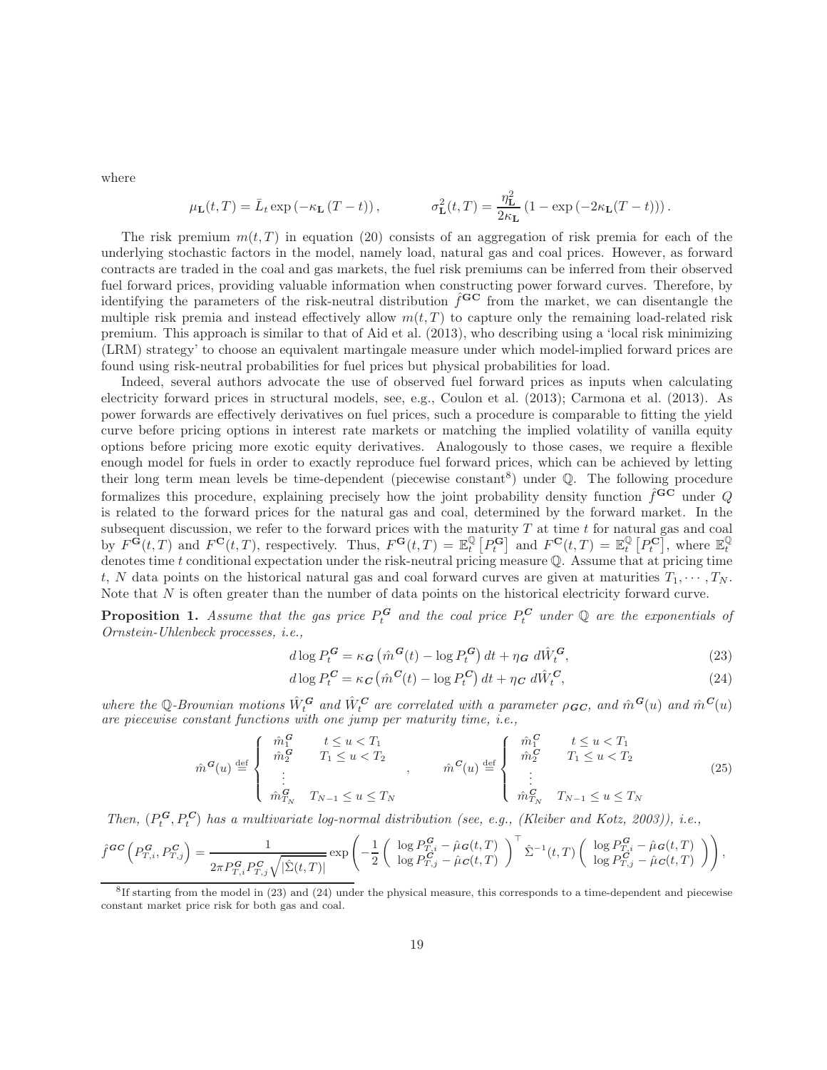where

$$\mu_{\mathbf{L}}(t,T) = \bar{L}_t \exp\left(-\kappa_{\mathbf{L}}\left(T-t\right)\right), \qquad \sigma^2_{\mathbf{L}}(t,T) = \frac{\eta^2_{\mathbf{L}}}{2\kappa_{\mathbf{L}}}\left(1-\exp\left(-2\kappa_{\mathbf{L}}(T-t)\right)\right).$$

The risk premium $m(t,T)$ in equation (20) consists of an aggregation of risk premia for each of the underlying stochastic factors in the model, namely load, natural gas and coal prices. However, as forward contracts are traded in the coal and gas markets, the fuel risk premiums can be inferred from their observed fuel forward prices, providing valuable information when constructing power forward curves. Therefore, by identifying the parameters of the risk-neutral distribution $\hat{f}^{\mathbf{GC}}$ from the market, we can disentangle the multiple risk premia and instead effectively allow $m(t,T)$ to capture only the remaining load-related risk premium. This approach is similar to that of Aid et al. (2013), who describing using a 'local risk minimizing (LRM) strategy' to choose an equivalent martingale measure under which model-implied forward prices are found using risk-neutral probabilities for fuel prices but physical probabilities for load.

Indeed, several authors advocate the use of observed fuel forward prices as inputs when calculating electricity forward prices in structural models, see, e.g., Coulon et al. (2013); Carmona et al. (2013). As power forwards are effectively derivatives on fuel prices, such a procedure is comparable to fitting the yield curve before pricing options in interest rate markets or matching the implied volatility of vanilla equity options before pricing more exotic equity derivatives. Analogously to those cases, we require a flexible enough model for fuels in order to exactly reproduce fuel forward prices, which can be achieved by letting their long term mean levels be time-dependent (piecewise constant[8]) under $\mathbb{Q}$. The following procedure formalizes this procedure, explaining precisely how the joint probability density function $\hat{f}^{\mathbf{GC}}$ under $Q$ is related to the forward prices for the natural gas and coal, determined by the forward market. In the subsequent discussion, we refer to the forward prices with the maturity $T$ at time $t$ for natural gas and coal by $F^{\mathbf{G}}(t,T)$ and $F^{\mathbf{C}}(t,T)$, respectively. Thus, $F^{\mathbf{G}}(t,T) = \mathbb{E}^{\mathbb{Q}}_t\left[P^{\mathbf{G}}_t\right]$ and $F^{\mathbf{C}}(t,T) = \mathbb{E}^{\mathbb{Q}}_t\left[P^{\mathbf{C}}_t\right]$, where $\mathbb{E}^{\mathbb{Q}}_t$ denotes time $t$ conditional expectation under the risk-neutral pricing measure $\mathbb{Q}$. Assume that at pricing time $t$, $N$ data points on the historical natural gas and coal forward curves are given at maturities $T_1, \cdots, T_N$. Note that $N$ is often greater than the number of data points on the historical electricity forward curve.

**Proposition 1.** *Assume that the gas price $P^{\boldsymbol{G}}_t$ and the coal price $P^{\boldsymbol{C}}_t$ under $\mathbb{Q}$ are the exponentials of Ornstein-Uhlenbeck processes, i.e.,*

$$d\log P^{\boldsymbol{G}}_t = \kappa_{\boldsymbol{G}}\left(\hat{m}^{\boldsymbol{G}}(t) - \log P^{\boldsymbol{G}}_t\right)dt + \eta_{\boldsymbol{G}}\, d\hat{W}^{\boldsymbol{G}}_t, \tag{23}$$

$$d\log P^{\boldsymbol{C}}_t = \kappa_{\boldsymbol{C}}\left(\hat{m}^{\boldsymbol{C}}(t) - \log P^{\boldsymbol{C}}_t\right)dt + \eta_{\boldsymbol{C}}\, d\hat{W}^{\boldsymbol{C}}_t, \tag{24}$$

*where the $\mathbb{Q}$-Brownian motions $\hat{W}^{\boldsymbol{G}}_t$ and $\hat{W}^{\boldsymbol{C}}_t$ are correlated with a parameter $\rho_{\boldsymbol{GC}}$, and $\hat{m}^{\boldsymbol{G}}(u)$ and $\hat{m}^{\boldsymbol{C}}(u)$ are piecewise constant functions with one jump per maturity time, i.e.,*

$$\hat{m}^{\boldsymbol{G}}(u) \stackrel{\text{def}}{=} \begin{cases} \hat{m}^{\boldsymbol{G}}_1 & t \le u < T_1 \\ \hat{m}^{\boldsymbol{G}}_2 & T_1 \le u < T_2 \\ \vdots & \\ \hat{m}^{\boldsymbol{G}}_{T_N} & T_{N-1} \le u \le T_N \end{cases}, \qquad \hat{m}^{\boldsymbol{C}}(u) \stackrel{\text{def}}{=} \begin{cases} \hat{m}^{\boldsymbol{C}}_1 & t \le u < T_1 \\ \hat{m}^{\boldsymbol{C}}_2 & T_1 \le u < T_2 \\ \vdots & \\ \hat{m}^{\boldsymbol{C}}_{T_N} & T_{N-1} \le u \le T_N \end{cases} \tag{25}$$

*Then, $(P^{\boldsymbol{G}}_t, P^{\boldsymbol{C}}_t)$ has a multivariate log-normal distribution (see, e.g., (Kleiber and Kotz, 2003)), i.e.,*

$$\hat{f}^{\boldsymbol{GC}}\left(P^{\boldsymbol{G}}_{T,i}, P^{\boldsymbol{C}}_{T,j}\right) = \frac{1}{2\pi P^{\boldsymbol{G}}_{T,i} P^{\boldsymbol{C}}_{T,j}\sqrt{|\hat{\Sigma}(t,T)|}} \exp\left(-\frac{1}{2}\begin{pmatrix} \log P^{\boldsymbol{G}}_{T,i} - \hat{\mu}_{\boldsymbol{G}}(t,T) \\ \log P^{\boldsymbol{C}}_{T,j} - \hat{\mu}_{\boldsymbol{C}}(t,T)\end{pmatrix}^{\top} \hat{\Sigma}^{-1}(t,T)\begin{pmatrix} \log P^{\boldsymbol{G}}_{T,i} - \hat{\mu}_{\boldsymbol{G}}(t,T) \\ \log P^{\boldsymbol{C}}_{T,j} - \hat{\mu}_{\boldsymbol{C}}(t,T)\end{pmatrix}\right),$$

[8] If starting from the model in (23) and (24) under the physical measure, this corresponds to a time-dependent and piecewise constant market price risk for both gas and coal.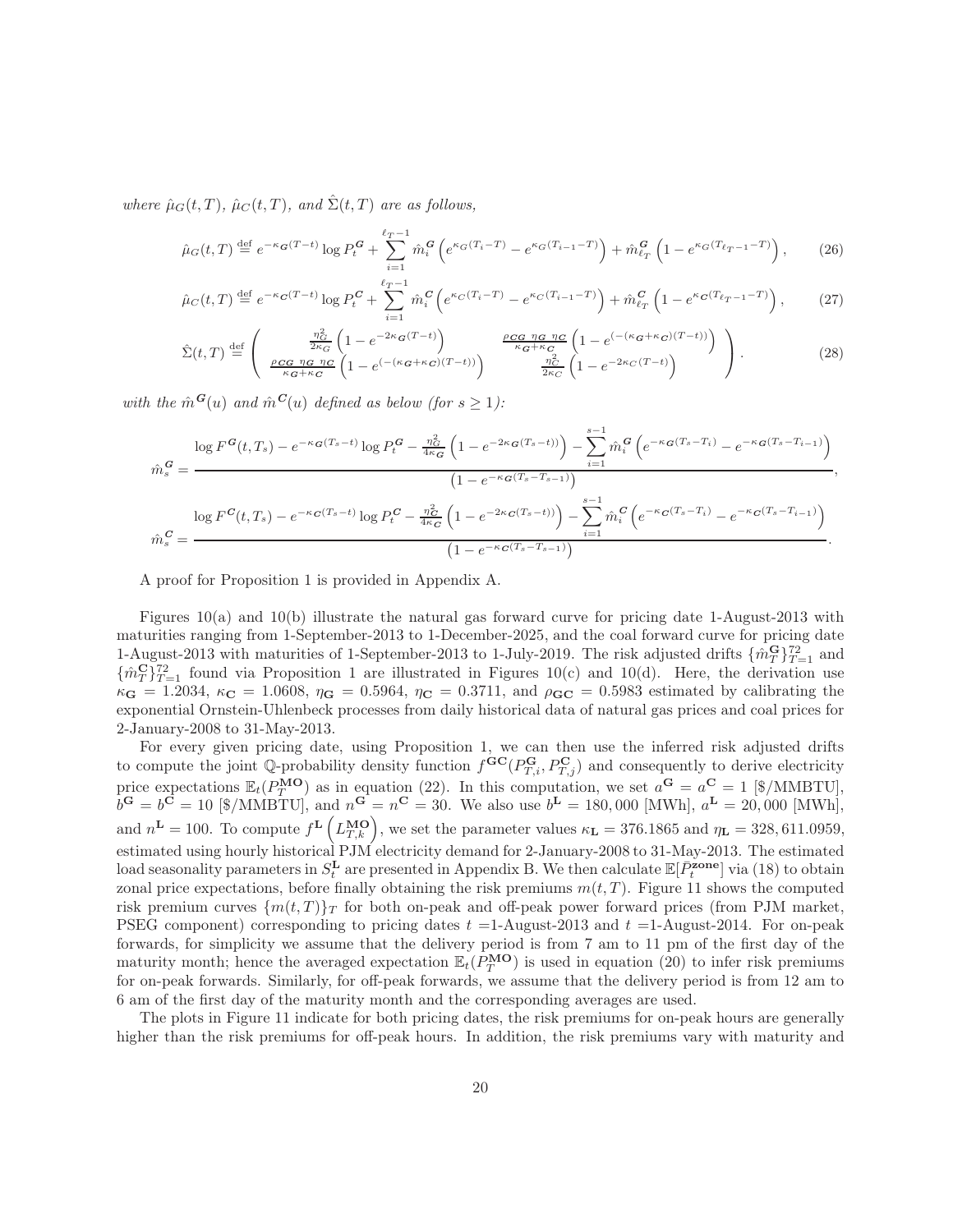*where* $\hat{\mu}_G(t,T)$*,* $\hat{\mu}_C(t,T)$*, and* $\hat{\Sigma}(t,T)$ *are as follows,*

$$\hat{\mu}_G(t,T) \stackrel{\text{def}}{=} e^{-\kappa_{\boldsymbol{G}}(T-t)} \log P_t^{\boldsymbol{G}} + \sum_{i=1}^{\ell_T - 1} \hat{m}_i^{\boldsymbol{G}} \left( e^{\kappa_G (T_i - T)} - e^{\kappa_G (T_{i-1} - T)} \right) + \hat{m}_{\ell_T}^{\boldsymbol{G}} \left( 1 - e^{\kappa_G (T_{\ell_T - 1} - T)} \right), \tag{26}$$

$$\hat{\mu}_C(t,T) \stackrel{\text{def}}{=} e^{-\kappa_{\boldsymbol{C}}(T-t)} \log P_t^{\boldsymbol{C}} + \sum_{i=1}^{\ell_T - 1} \hat{m}_i^{\boldsymbol{C}} \left( e^{\kappa_C (T_i - T)} - e^{\kappa_C (T_{i-1} - T)} \right) + \hat{m}_{\ell_T}^{\boldsymbol{C}} \left( 1 - e^{\kappa_{\boldsymbol{C}} (T_{\ell_T - 1} - T)} \right), \tag{27}$$

$$\hat{\Sigma}(t,T) \stackrel{\text{def}}{=} \begin{pmatrix} \frac{\eta_G^2}{2\kappa_G} \left( 1 - e^{-2\kappa_{\boldsymbol{G}}(T-t)} \right) & \frac{\rho_{\boldsymbol{CG}}\ \eta_{\boldsymbol{G}}\ \eta_{\boldsymbol{C}}}{\kappa_{\boldsymbol{G}} + \kappa_{\boldsymbol{C}}} \left( 1 - e^{(-(\kappa_{\boldsymbol{G}} + \kappa_{\boldsymbol{C}})(T-t))} \right) \\ \frac{\rho_{\boldsymbol{CG}}\ \eta_{\boldsymbol{G}}\ \eta_{\boldsymbol{C}}}{\kappa_{\boldsymbol{G}} + \kappa_{\boldsymbol{C}}} \left( 1 - e^{(-(\kappa_{\boldsymbol{G}} + \kappa_{\boldsymbol{C}})(T-t))} \right) & \frac{\eta_C^2}{2\kappa_C} \left( 1 - e^{-2\kappa_C (T-t)} \right) \end{pmatrix}. \tag{28}$$

*with the* $\hat{m}^{\boldsymbol{G}}(u)$ *and* $\hat{m}^{\boldsymbol{C}}(u)$ *defined as below (for* $s \geq 1$*):*

$$\hat{m}_s^{\boldsymbol{G}} = \frac{\log F^{\boldsymbol{G}}(t,T_s) - e^{-\kappa_{\boldsymbol{G}}(T_s - t)} \log P_t^{\boldsymbol{G}} - \frac{\eta_G^2}{4\kappa_{\boldsymbol{G}}} \left( 1 - e^{-2\kappa_{\boldsymbol{G}}(T_s - t)} \right) - \sum_{i=1}^{s-1} \hat{m}_i^{\boldsymbol{G}} \left( e^{-\kappa_{\boldsymbol{G}}(T_s - T_i)} - e^{-\kappa_{\boldsymbol{G}}(T_s - T_{i-1})} \right)}{\left( 1 - e^{-\kappa_{\boldsymbol{G}}(T_s - T_{s-1})} \right)},$$

$$\hat{m}_s^{\boldsymbol{C}} = \frac{\log F^{\boldsymbol{C}}(t,T_s) - e^{-\kappa_{\boldsymbol{C}}(T_s - t)} \log P_t^{\boldsymbol{C}} - \frac{\eta_{\boldsymbol{C}}^2}{4\kappa_{\boldsymbol{C}}} \left( 1 - e^{-2\kappa_{\boldsymbol{C}}(T_s - t)} \right) - \sum_{i=1}^{s-1} \hat{m}_i^{\boldsymbol{C}} \left( e^{-\kappa_{\boldsymbol{C}}(T_s - T_i)} - e^{-\kappa_{\boldsymbol{C}}(T_s - T_{i-1})} \right)}{\left( 1 - e^{-\kappa_{\boldsymbol{C}}(T_s - T_{s-1})} \right)}.$$

A proof for Proposition 1 is provided in Appendix A.

Figures 10(a) and 10(b) illustrate the natural gas forward curve for pricing date 1-August-2013 with maturities ranging from 1-September-2013 to 1-December-2025, and the coal forward curve for pricing date 1-August-2013 with maturities of 1-September-2013 to 1-July-2019. The risk adjusted drifts $\{\hat{m}_T^{\mathbf{G}}\}_{T=1}^{72}$ and $\{\hat{m}_T^{\mathbf{C}}\}_{T=1}^{72}$ found via Proposition 1 are illustrated in Figures 10(c) and 10(d). Here, the derivation use $\kappa_{\mathbf{G}} = 1.2034$, $\kappa_{\mathbf{C}} = 1.0608$, $\eta_{\mathbf{G}} = 0.5964$, $\eta_{\mathbf{C}} = 0.3711$, and $\rho_{\mathbf{GC}} = 0.5983$ estimated by calibrating the exponential Ornstein-Uhlenbeck processes from daily historical data of natural gas prices and coal prices for 2-January-2008 to 31-May-2013.

For every given pricing date, using Proposition 1, we can then use the inferred risk adjusted drifts to compute the joint $\mathbb{Q}$-probability density function $f^{\mathbf{GC}}(P_{T,i}^{\mathbf{G}}, P_{T,j}^{\mathbf{C}})$ and consequently to derive electricity price expectations $\mathbb{E}_t(P_T^{\mathbf{MO}})$ as in equation (22). In this computation, we set $a^{\mathbf{G}} = a^{\mathbf{C}} = 1$ [\$/MMBTU], $b^{\mathbf{G}} = b^{\mathbf{C}} = 10$ [\$/MMBTU], and $n^{\mathbf{G}} = n^{\mathbf{C}} = 30$. We also use $b^{\mathbf{L}} = 180{,}000$ [MWh], $a^{\mathbf{L}} = 20{,}000$ [MWh], and $n^{\mathbf{L}} = 100$. To compute $f^{\mathbf{L}}\left(L_{T,k}^{\mathbf{MO}}\right)$, we set the parameter values $\kappa_{\mathbf{L}} = 376.1865$ and $\eta_{\mathbf{L}} = 328{,}611.0959$, estimated using hourly historical PJM electricity demand for 2-January-2008 to 31-May-2013. The estimated load seasonality parameters in $S_t^{\mathbf{L}}$ are presented in Appendix B. We then calculate $\mathbb{E}[\bar{P}_t^{\mathbf{zone}}]$ via (18) to obtain zonal price expectations, before finally obtaining the risk premiums $m(t,T)$. Figure 11 shows the computed risk premium curves $\{m(t,T)\}_T$ for both on-peak and off-peak power forward prices (from PJM market, PSEG component) corresponding to pricing dates $t =$1-August-2013 and $t =$1-August-2014. For on-peak forwards, for simplicity we assume that the delivery period is from 7 am to 11 pm of the first day of the maturity month; hence the averaged expectation $\mathbb{E}_t(P_T^{\mathbf{MO}})$ is used in equation (20) to infer risk premiums for on-peak forwards. Similarly, for off-peak forwards, we assume that the delivery period is from 12 am to 6 am of the first day of the maturity month and the corresponding averages are used.

The plots in Figure 11 indicate for both pricing dates, the risk premiums for on-peak hours are generally higher than the risk premiums for off-peak hours. In addition, the risk premiums vary with maturity and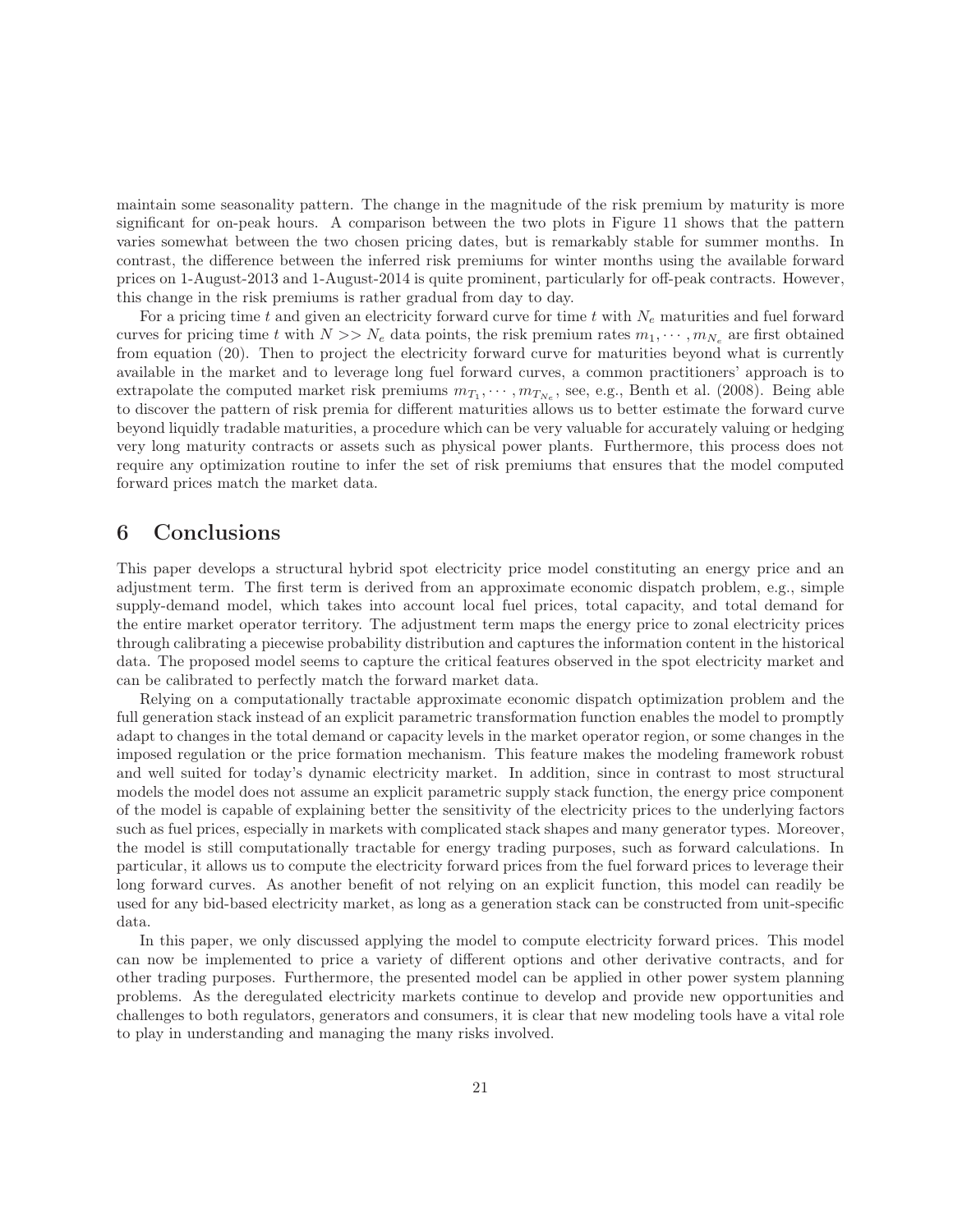maintain some seasonality pattern. The change in the magnitude of the risk premium by maturity is more significant for on-peak hours. A comparison between the two plots in Figure 11 shows that the pattern varies somewhat between the two chosen pricing dates, but is remarkably stable for summer months. In contrast, the difference between the inferred risk premiums for winter months using the available forward prices on 1-August-2013 and 1-August-2014 is quite prominent, particularly for off-peak contracts. However, this change in the risk premiums is rather gradual from day to day.

For a pricing time $t$ and given an electricity forward curve for time $t$ with $N_e$ maturities and fuel forward curves for pricing time $t$ with $N >> N_e$ data points, the risk premium rates $m_1, \cdots, m_{N_e}$ are first obtained from equation (20). Then to project the electricity forward curve for maturities beyond what is currently available in the market and to leverage long fuel forward curves, a common practitioners' approach is to extrapolate the computed market risk premiums $m_{T_1}, \cdots, m_{T_{N_e}}$, see, e.g., Benth et al. (2008). Being able to discover the pattern of risk premia for different maturities allows us to better estimate the forward curve beyond liquidly tradable maturities, a procedure which can be very valuable for accurately valuing or hedging very long maturity contracts or assets such as physical power plants. Furthermore, this process does not require any optimization routine to infer the set of risk premiums that ensures that the model computed forward prices match the market data.

# 6 Conclusions

This paper develops a structural hybrid spot electricity price model constituting an energy price and an adjustment term. The first term is derived from an approximate economic dispatch problem, e.g., simple supply-demand model, which takes into account local fuel prices, total capacity, and total demand for the entire market operator territory. The adjustment term maps the energy price to zonal electricity prices through calibrating a piecewise probability distribution and captures the information content in the historical data. The proposed model seems to capture the critical features observed in the spot electricity market and can be calibrated to perfectly match the forward market data.

Relying on a computationally tractable approximate economic dispatch optimization problem and the full generation stack instead of an explicit parametric transformation function enables the model to promptly adapt to changes in the total demand or capacity levels in the market operator region, or some changes in the imposed regulation or the price formation mechanism. This feature makes the modeling framework robust and well suited for today's dynamic electricity market. In addition, since in contrast to most structural models the model does not assume an explicit parametric supply stack function, the energy price component of the model is capable of explaining better the sensitivity of the electricity prices to the underlying factors such as fuel prices, especially in markets with complicated stack shapes and many generator types. Moreover, the model is still computationally tractable for energy trading purposes, such as forward calculations. In particular, it allows us to compute the electricity forward prices from the fuel forward prices to leverage their long forward curves. As another benefit of not relying on an explicit function, this model can readily be used for any bid-based electricity market, as long as a generation stack can be constructed from unit-specific data.

In this paper, we only discussed applying the model to compute electricity forward prices. This model can now be implemented to price a variety of different options and other derivative contracts, and for other trading purposes. Furthermore, the presented model can be applied in other power system planning problems. As the deregulated electricity markets continue to develop and provide new opportunities and challenges to both regulators, generators and consumers, it is clear that new modeling tools have a vital role to play in understanding and managing the many risks involved.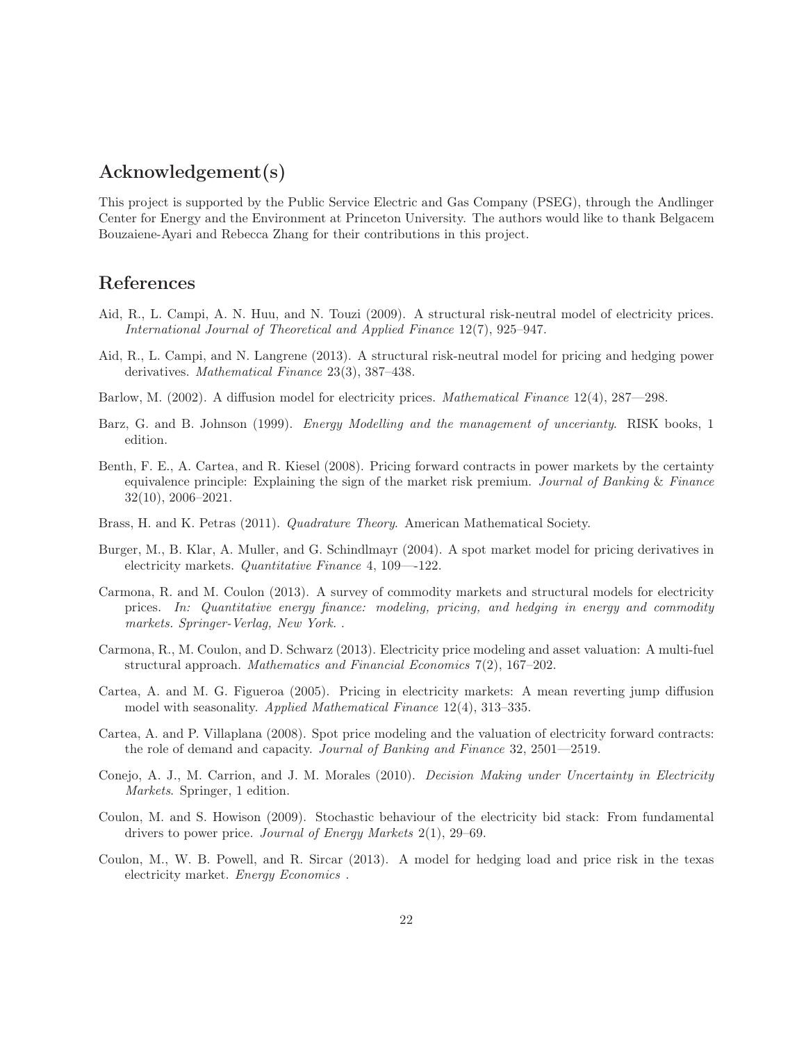## Acknowledgement(s)

This project is supported by the Public Service Electric and Gas Company (PSEG), through the Andlinger Center for Energy and the Environment at Princeton University. The authors would like to thank Belgacem Bouzaiene-Ayari and Rebecca Zhang for their contributions in this project.

## References

Aid, R., L. Campi, A. N. Huu, and N. Touzi (2009). A structural risk-neutral model of electricity prices. *International Journal of Theoretical and Applied Finance* 12(7), 925–947.

Aid, R., L. Campi, and N. Langrene (2013). A structural risk-neutral model for pricing and hedging power derivatives. *Mathematical Finance* 23(3), 387–438.

Barlow, M. (2002). A diffusion model for electricity prices. *Mathematical Finance* 12(4), 287—298.

Barz, G. and B. Johnson (1999). *Energy Modelling and the management of unceriancy*. RISK books, 1 edition.

Benth, F. E., A. Cartea, and R. Kiesel (2008). Pricing forward contracts in power markets by the certainty equivalence principle: Explaining the sign of the market risk premium. *Journal of Banking & Finance* 32(10), 2006–2021.

Brass, H. and K. Petras (2011). *Quadrature Theory*. American Mathematical Society.

Burger, M., B. Klar, A. Muller, and G. Schindlmayr (2004). A spot market model for pricing derivatives in electricity markets. *Quantitative Finance* 4, 109—-122.

Carmona, R. and M. Coulon (2013). A survey of commodity markets and structural models for electricity prices. *In: Quantitative energy finance: modeling, pricing, and hedging in energy and commodity markets. Springer-Verlag, New York.* .

Carmona, R., M. Coulon, and D. Schwarz (2013). Electricity price modeling and asset valuation: A multi-fuel structural approach. *Mathematics and Financial Economics* 7(2), 167–202.

Cartea, A. and M. G. Figueroa (2005). Pricing in electricity markets: A mean reverting jump diffusion model with seasonality. *Applied Mathematical Finance* 12(4), 313–335.

Cartea, A. and P. Villaplana (2008). Spot price modeling and the valuation of electricity forward contracts: the role of demand and capacity. *Journal of Banking and Finance* 32, 2501—2519.

Conejo, A. J., M. Carrion, and J. M. Morales (2010). *Decision Making under Uncertainty in Electricity Markets*. Springer, 1 edition.

Coulon, M. and S. Howison (2009). Stochastic behaviour of the electricity bid stack: From fundamental drivers to power price. *Journal of Energy Markets* 2(1), 29–69.

Coulon, M., W. B. Powell, and R. Sircar (2013). A model for hedging load and price risk in the texas electricity market. *Energy Economics* .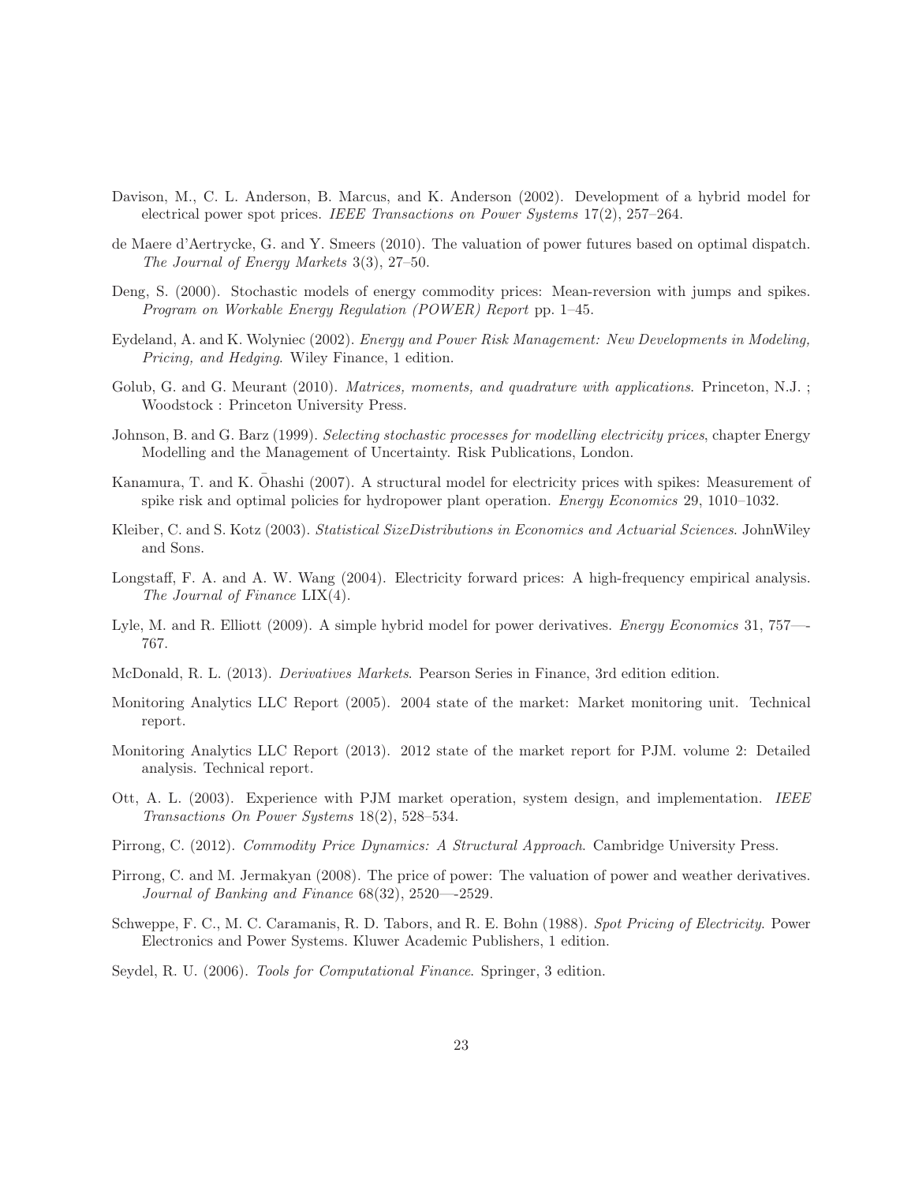Davison, M., C. L. Anderson, B. Marcus, and K. Anderson (2002). Development of a hybrid model for electrical power spot prices. *IEEE Transactions on Power Systems* 17(2), 257–264.

de Maere d'Aertrycke, G. and Y. Smeers (2010). The valuation of power futures based on optimal dispatch. *The Journal of Energy Markets* 3(3), 27–50.

Deng, S. (2000). Stochastic models of energy commodity prices: Mean-reversion with jumps and spikes. *Program on Workable Energy Regulation (POWER) Report* pp. 1–45.

Eydeland, A. and K. Wolyniec (2002). *Energy and Power Risk Management: New Developments in Modeling, Pricing, and Hedging*. Wiley Finance, 1 edition.

Golub, G. and G. Meurant (2010). *Matrices, moments, and quadrature with applications*. Princeton, N.J. ; Woodstock : Princeton University Press.

Johnson, B. and G. Barz (1999). *Selecting stochastic processes for modelling electricity prices*, chapter Energy Modelling and the Management of Uncertainty. Risk Publications, London.

Kanamura, T. and K. Ōhashi (2007). A structural model for electricity prices with spikes: Measurement of spike risk and optimal policies for hydropower plant operation. *Energy Economics* 29, 1010–1032.

Kleiber, C. and S. Kotz (2003). *Statistical SizeDistributions in Economics and Actuarial Sciences*. JohnWiley and Sons.

Longstaff, F. A. and A. W. Wang (2004). Electricity forward prices: A high-frequency empirical analysis. *The Journal of Finance* LIX(4).

Lyle, M. and R. Elliott (2009). A simple hybrid model for power derivatives. *Energy Economics* 31, 757—-767.

McDonald, R. L. (2013). *Derivatives Markets*. Pearson Series in Finance, 3rd edition edition.

Monitoring Analytics LLC Report (2005). 2004 state of the market: Market monitoring unit. Technical report.

Monitoring Analytics LLC Report (2013). 2012 state of the market report for PJM. volume 2: Detailed analysis. Technical report.

Ott, A. L. (2003). Experience with PJM market operation, system design, and implementation. *IEEE Transactions On Power Systems* 18(2), 528–534.

Pirrong, C. (2012). *Commodity Price Dynamics: A Structural Approach*. Cambridge University Press.

Pirrong, C. and M. Jermakyan (2008). The price of power: The valuation of power and weather derivatives. *Journal of Banking and Finance* 68(32), 2520—-2529.

Schweppe, F. C., M. C. Caramanis, R. D. Tabors, and R. E. Bohn (1988). *Spot Pricing of Electricity*. Power Electronics and Power Systems. Kluwer Academic Publishers, 1 edition.

Seydel, R. U. (2006). *Tools for Computational Finance*. Springer, 3 edition.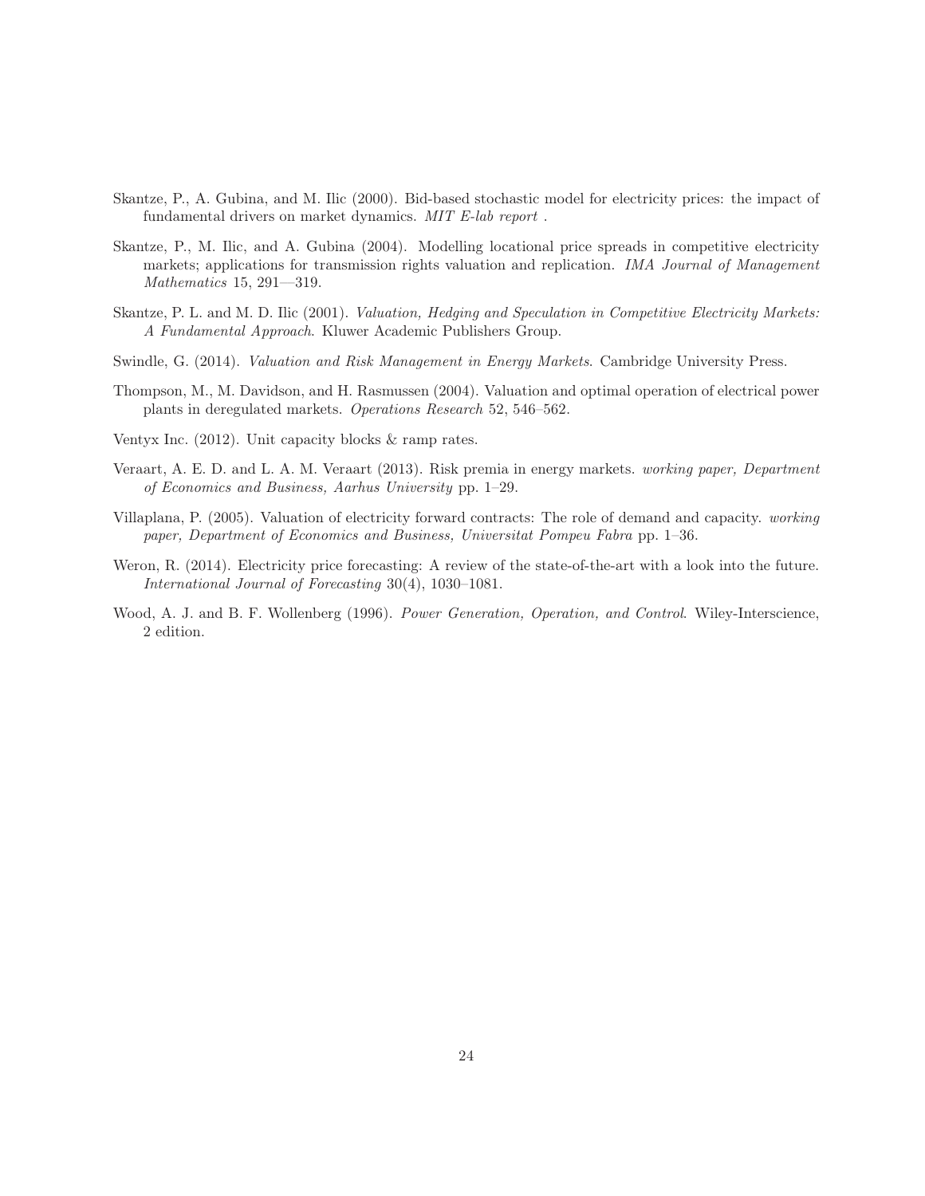Skantze, P., A. Gubina, and M. Ilic (2000). Bid-based stochastic model for electricity prices: the impact of fundamental drivers on market dynamics. *MIT E-lab report* .

Skantze, P., M. Ilic, and A. Gubina (2004). Modelling locational price spreads in competitive electricity markets; applications for transmission rights valuation and replication. *IMA Journal of Management Mathematics* 15, 291—319.

Skantze, P. L. and M. D. Ilic (2001). *Valuation, Hedging and Speculation in Competitive Electricity Markets: A Fundamental Approach*. Kluwer Academic Publishers Group.

Swindle, G. (2014). *Valuation and Risk Management in Energy Markets*. Cambridge University Press.

Thompson, M., M. Davidson, and H. Rasmussen (2004). Valuation and optimal operation of electrical power plants in deregulated markets. *Operations Research* 52, 546–562.

Ventyx Inc. (2012). Unit capacity blocks & ramp rates.

Veraart, A. E. D. and L. A. M. Veraart (2013). Risk premia in energy markets. *working paper, Department of Economics and Business, Aarhus University* pp. 1–29.

Villaplana, P. (2005). Valuation of electricity forward contracts: The role of demand and capacity. *working paper, Department of Economics and Business, Universitat Pompeu Fabra* pp. 1–36.

Weron, R. (2014). Electricity price forecasting: A review of the state-of-the-art with a look into the future. *International Journal of Forecasting* 30(4), 1030–1081.

Wood, A. J. and B. F. Wollenberg (1996). *Power Generation, Operation, and Control*. Wiley-Interscience, 2 edition.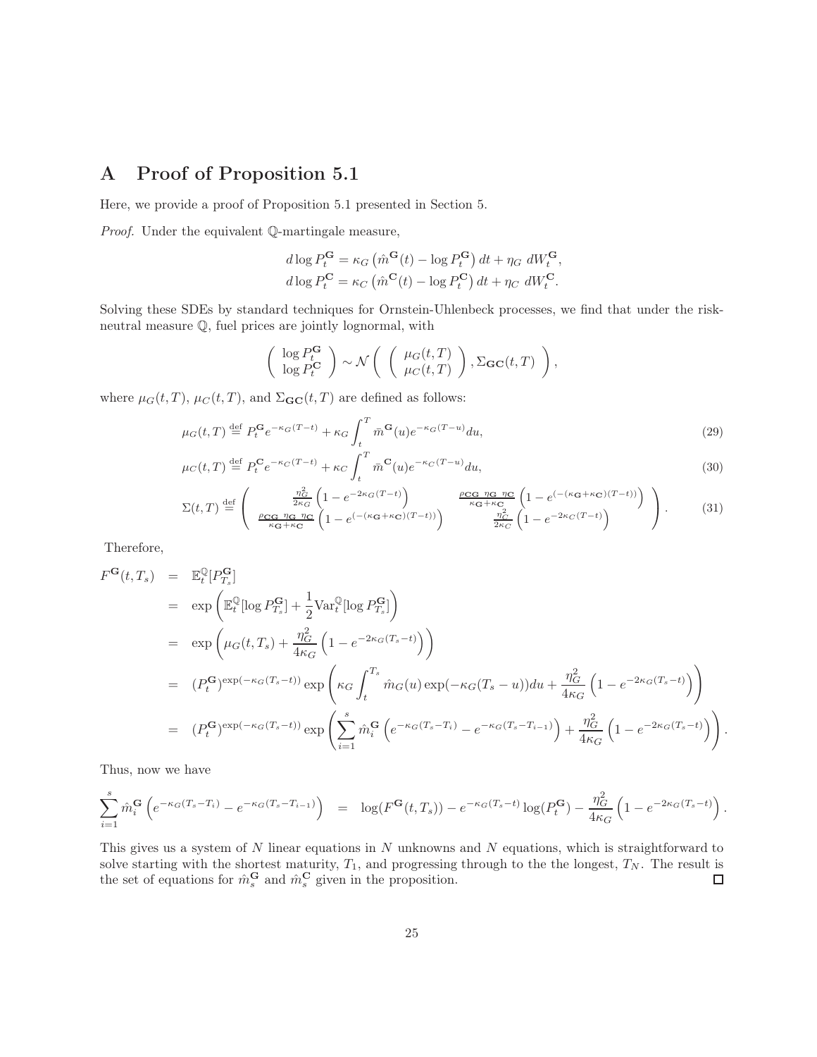# A Proof of Proposition 5.1

Here, we provide a proof of Proposition 5.1 presented in Section 5.

*Proof.* Under the equivalent $\mathbb{Q}$-martingale measure,

$$d \log P_t^{\mathbf{G}} = \kappa_G \left( \hat{m}^{\mathbf{G}}(t) - \log P_t^{\mathbf{G}} \right) dt + \eta_G \; dW_t^{\mathbf{G}},$$
$$d \log P_t^{\mathbf{C}} = \kappa_C \left( \hat{m}^{\mathbf{C}}(t) - \log P_t^{\mathbf{C}} \right) dt + \eta_C \; dW_t^{\mathbf{C}}.$$

Solving these SDEs by standard techniques for Ornstein-Uhlenbeck processes, we find that under the risk-neutral measure $\mathbb{Q}$, fuel prices are jointly lognormal, with

$$\left( \begin{array}{c} \log P_t^{\mathbf{G}} \\ \log P_t^{\mathbf{C}} \end{array} \right) \sim \mathcal{N} \left( \left( \begin{array}{c} \mu_G(t,T) \\ \mu_C(t,T) \end{array} \right), \Sigma_{\mathbf{GC}}(t,T) \right),$$

where $\mu_G(t,T)$, $\mu_C(t,T)$, and $\Sigma_{\mathbf{GC}}(t,T)$ are defined as follows:

$$\mu_G(t,T) \stackrel{\text{def}}{=} P_t^{\mathbf{G}} e^{-\kappa_G(T-t)} + \kappa_G \int_t^T \bar{m}^{\mathbf{G}}(u) e^{-\kappa_G(T-u)} du, \tag{29}$$

$$\mu_C(t,T) \stackrel{\text{def}}{=} P_t^{\mathbf{C}} e^{-\kappa_C(T-t)} + \kappa_C \int_t^T \bar{m}^{\mathbf{C}}(u) e^{-\kappa_C(T-u)} du, \tag{30}$$

$$\Sigma(t,T) \stackrel{\text{def}}{=} \left( \begin{array}{cc} \frac{\eta_G^2}{2\kappa_G} \left( 1 - e^{-2\kappa_G(T-t)} \right) & \frac{\rho_{\mathbf{CG}}\ \eta_{\mathbf{G}}\ \eta_{\mathbf{C}}}{\kappa_{\mathbf{G}}+\kappa_{\mathbf{C}}} \left( 1 - e^{(-(\kappa_{\mathbf{G}}+\kappa_{\mathbf{C}})(T-t))} \right) \\ \frac{\rho_{\mathbf{CG}}\ \eta_{\mathbf{G}}\ \eta_{\mathbf{C}}}{\kappa_{\mathbf{G}}+\kappa_{\mathbf{C}}} \left( 1 - e^{(-(\kappa_{\mathbf{G}}+\kappa_{\mathbf{C}})(T-t))} \right) & \frac{\eta_C^2}{2\kappa_C} \left( 1 - e^{-2\kappa_C(T-t)} \right) \end{array} \right). \tag{31}$$

Therefore,

$$\begin{aligned}
F^{\mathbf{G}}(t,T_s) &= \mathbb{E}_t^{\mathbb{Q}}[P_{T_s}^{\mathbf{G}}] \\
&= \exp\left( \mathbb{E}_t^{\mathbb{Q}}[\log P_{T_s}^{\mathbf{G}}] + \frac{1}{2} \text{Var}_t^{\mathbb{Q}}[\log P_{T_s}^{\mathbf{G}}] \right) \\
&= \exp\left( \mu_G(t,T_s) + \frac{\eta_G^2}{4\kappa_G} \left( 1 - e^{-2\kappa_G(T_s-t)} \right) \right) \\
&= (P_t^{\mathbf{G}})^{\exp(-\kappa_G(T_s-t))} \exp\left( \kappa_G \int_t^{T_s} \hat{m}_G(u) \exp(-\kappa_G(T_s-u)) du + \frac{\eta_G^2}{4\kappa_G} \left( 1 - e^{-2\kappa_G(T_s-t)} \right) \right) \\
&= (P_t^{\mathbf{G}})^{\exp(-\kappa_G(T_s-t))} \exp\left( \sum_{i=1}^{s} \hat{m}_i^{\mathbf{G}} \left( e^{-\kappa_G(T_s-T_i)} - e^{-\kappa_G(T_s-T_{i-1})} \right) + \frac{\eta_G^2}{4\kappa_G} \left( 1 - e^{-2\kappa_G(T_s-t)} \right) \right).
\end{aligned}$$

Thus, now we have

$$\sum_{i=1}^{s} \hat{m}_i^{\mathbf{G}} \left( e^{-\kappa_G(T_s-T_i)} - e^{-\kappa_G(T_s-T_{i-1})} \right) = \log(F^{\mathbf{G}}(t,T_s)) - e^{-\kappa_G(T_s-t)} \log(P_t^{\mathbf{G}}) - \frac{\eta_G^2}{4\kappa_G} \left( 1 - e^{-2\kappa_G(T_s-t)} \right).$$

This gives us a system of $N$ linear equations in $N$ unknowns and $N$ equations, which is straightforward to solve starting with the shortest maturity, $T_1$, and progressing through to the the longest, $T_N$. The result is the set of equations for $\hat{m}_s^{\mathbf{G}}$ and $\hat{m}_s^{\mathbf{C}}$ given in the proposition. □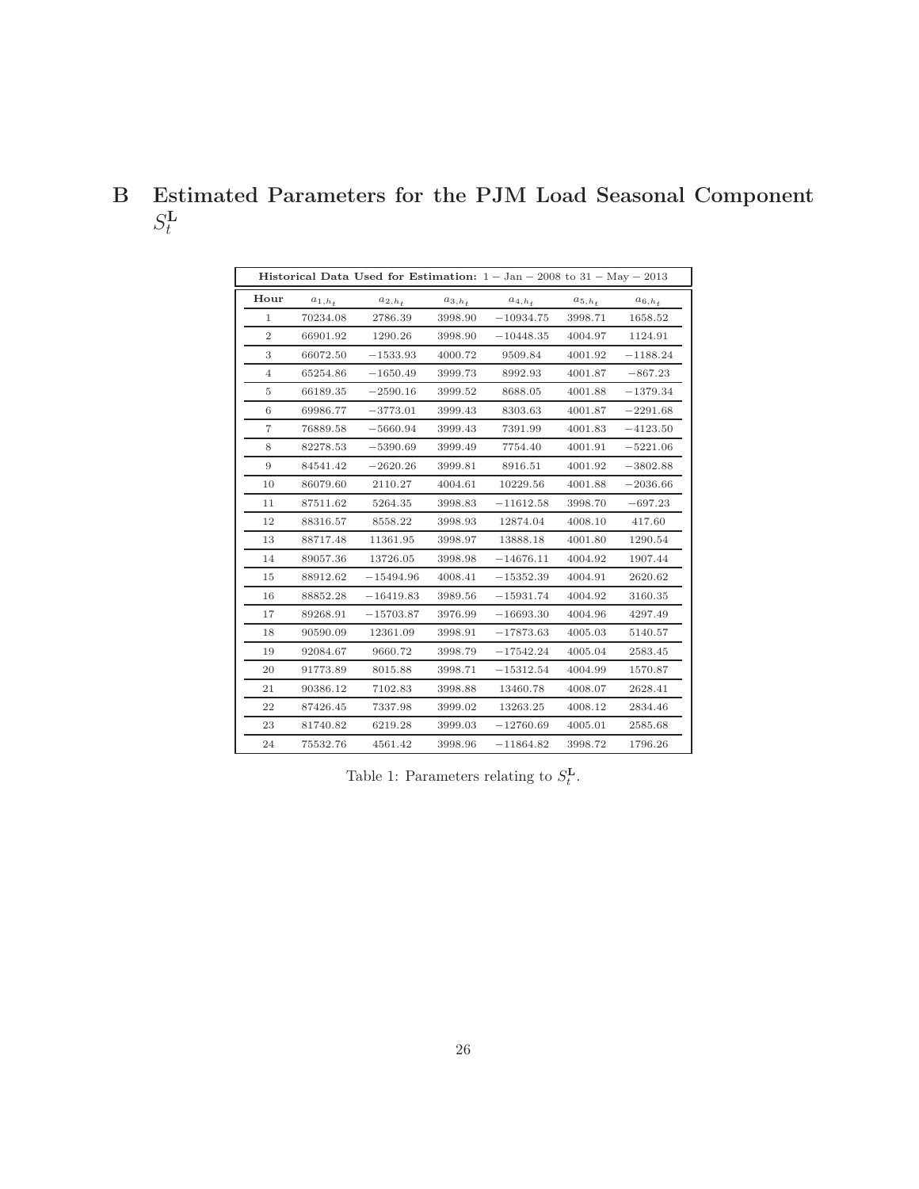# B Estimated Parameters for the PJM Load Seasonal Component $S_t^{\mathbf{L}}$

| **Historical Data Used for Estimation:** $1-\text{Jan}-2008$ to $31-\text{May}-2013$ | | | | | | |
|---|---|---|---|---|---|---|
| **Hour** | $a_{1,h_t}$ | $a_{2,h_t}$ | $a_{3,h_t}$ | $a_{4,h_t}$ | $a_{5,h_t}$ | $a_{6,h_t}$ |
| 1 | 70234.08 | 2786.39 | 3998.90 | $-10934.75$ | 3998.71 | 1658.52 |
| 2 | 66901.92 | 1290.26 | 3998.90 | $-10448.35$ | 4004.97 | 1124.91 |
| 3 | 66072.50 | $-1533.93$ | 4000.72 | 9509.84 | 4001.92 | $-1188.24$ |
| 4 | 65254.86 | $-1650.49$ | 3999.73 | 8992.93 | 4001.87 | $-867.23$ |
| 5 | 66189.35 | $-2590.16$ | 3999.52 | 8688.05 | 4001.88 | $-1379.34$ |
| 6 | 69986.77 | $-3773.01$ | 3999.43 | 8303.63 | 4001.87 | $-2291.68$ |
| 7 | 76889.58 | $-5660.94$ | 3999.43 | 7391.99 | 4001.83 | $-4123.50$ |
| 8 | 82278.53 | $-5390.69$ | 3999.49 | 7754.40 | 4001.91 | $-5221.06$ |
| 9 | 84541.42 | $-2620.26$ | 3999.81 | 8916.51 | 4001.92 | $-3802.88$ |
| 10 | 86079.60 | 2110.27 | 4004.61 | 10229.56 | 4001.88 | $-2036.66$ |
| 11 | 87511.62 | 5264.35 | 3998.83 | $-11612.58$ | 3998.70 | $-697.23$ |
| 12 | 88316.57 | 8558.22 | 3998.93 | 12874.04 | 4008.10 | 417.60 |
| 13 | 88717.48 | 11361.95 | 3998.97 | 13888.18 | 4001.80 | 1290.54 |
| 14 | 89057.36 | 13726.05 | 3998.98 | $-14676.11$ | 4004.92 | 1907.44 |
| 15 | 88912.62 | $-15494.96$ | 4008.41 | $-15352.39$ | 4004.91 | 2620.62 |
| 16 | 88852.28 | $-16419.83$ | 3989.56 | $-15931.74$ | 4004.92 | 3160.35 |
| 17 | 89268.91 | $-15703.87$ | 3976.99 | $-16693.30$ | 4004.96 | 4297.49 |
| 18 | 90590.09 | 12361.09 | 3998.91 | $-17873.63$ | 4005.03 | 5140.57 |
| 19 | 92084.67 | 9660.72 | 3998.79 | $-17542.24$ | 4005.04 | 2583.45 |
| 20 | 91773.89 | 8015.88 | 3998.71 | $-15312.54$ | 4004.99 | 1570.87 |
| 21 | 90386.12 | 7102.83 | 3998.88 | 13460.78 | 4008.07 | 2628.41 |
| 22 | 87426.45 | 7337.98 | 3999.02 | 13263.25 | 4008.12 | 2834.46 |
| 23 | 81740.82 | 6219.28 | 3999.03 | $-12760.69$ | 4005.01 | 2585.68 |
| 24 | 75532.76 | 4561.42 | 3998.96 | $-11864.82$ | 3998.72 | 1796.26 |

Table 1: Parameters relating to $S_t^{\mathbf{L}}$.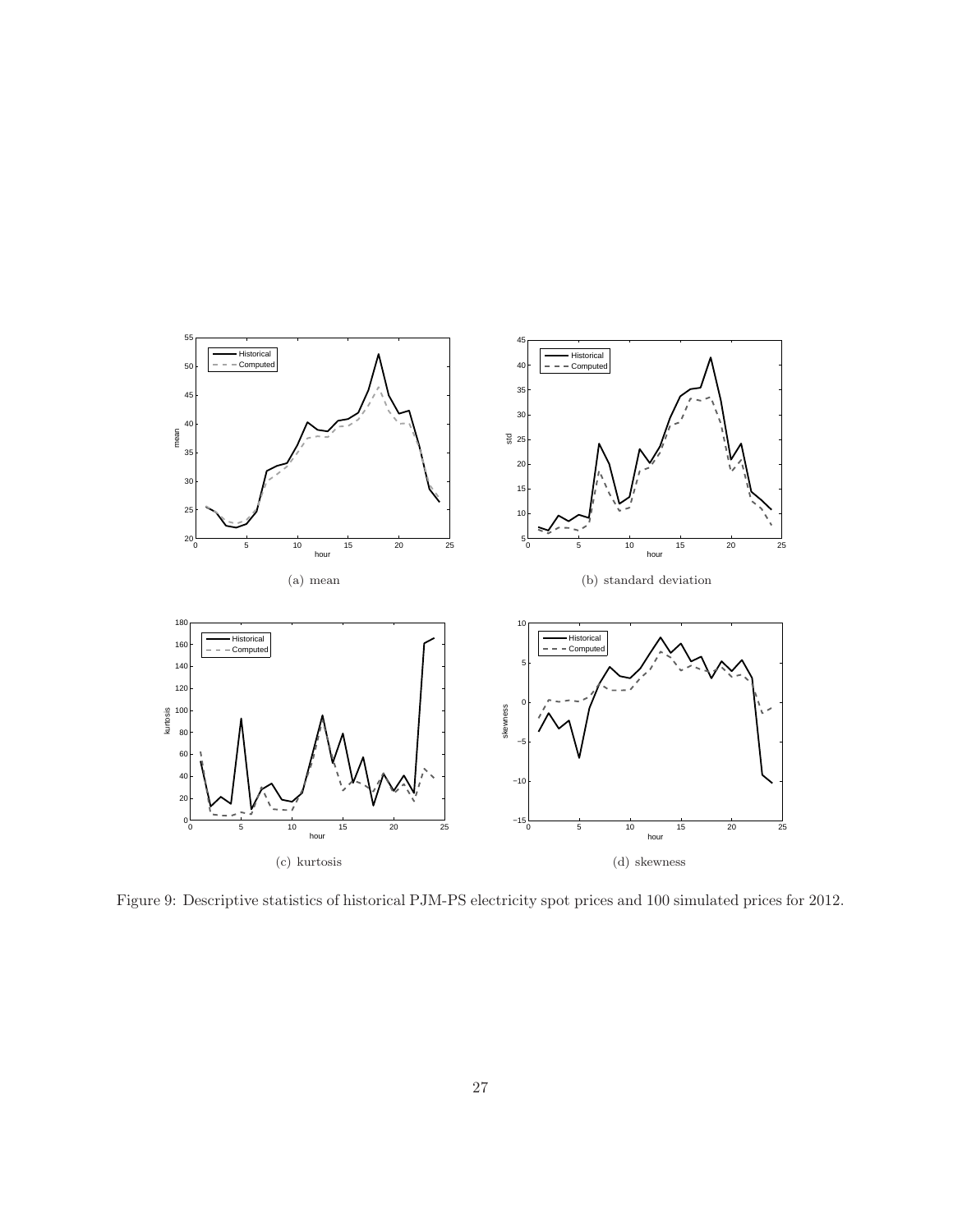(a) mean

(b) standard deviation

(c) kurtosis

(d) skewness

Figure 9: Descriptive statistics of historical PJM-PS electricity spot prices and 100 simulated prices for 2012.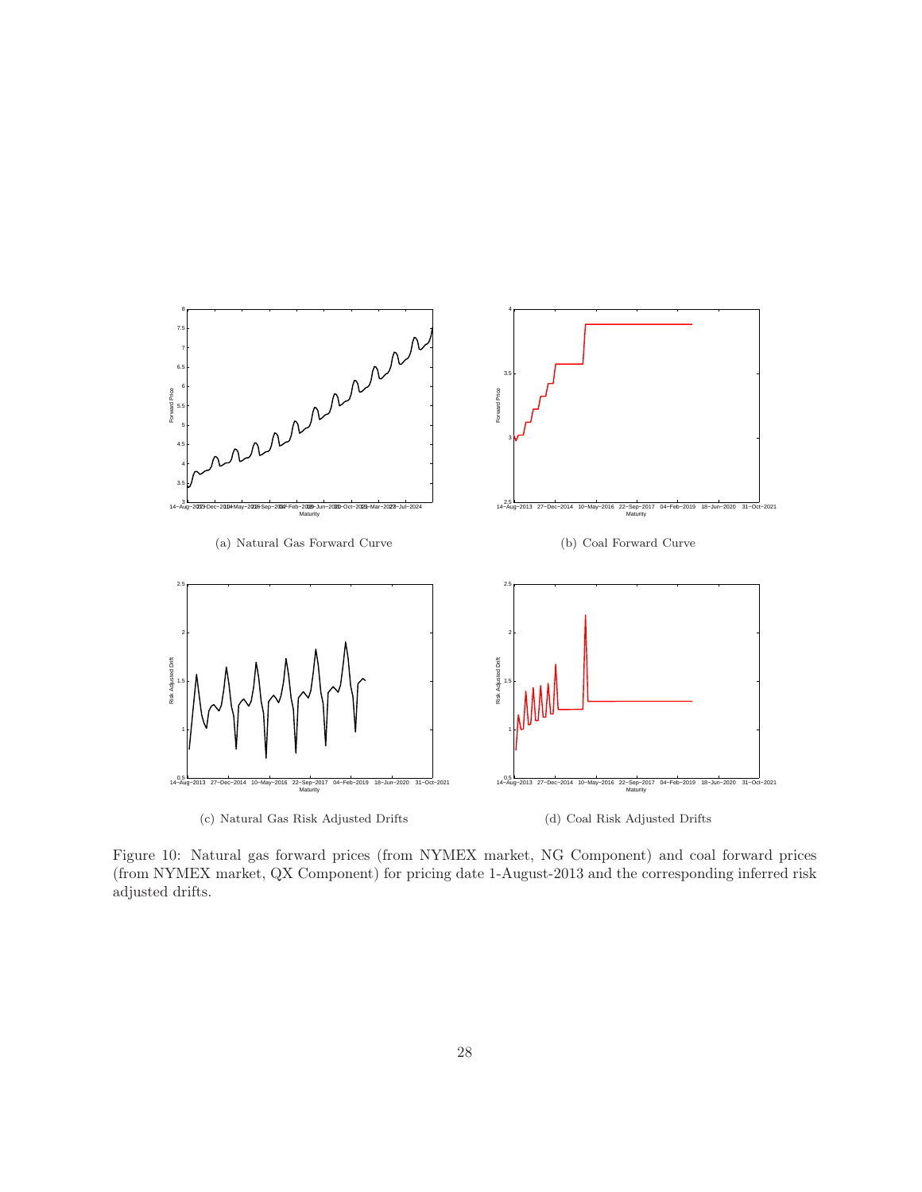(a) Natural Gas Forward Curve

(b) Coal Forward Curve

(c) Natural Gas Risk Adjusted Drifts

(d) Coal Risk Adjusted Drifts

Figure 10: Natural gas forward prices (from NYMEX market, NG Component) and coal forward prices (from NYMEX market, QX Component) for pricing date 1-August-2013 and the corresponding inferred risk adjusted drifts.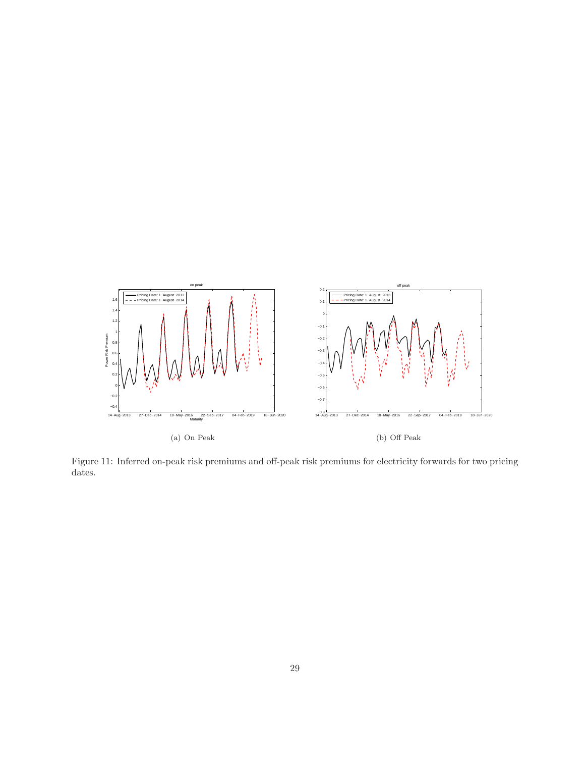on peak

Pricing Date: 1−August−2013
Pricing Date: 1−August−2014

Power Risk Premium

1.6
1.4
1.2
1
0.8
0.6
0.4
0.2
0
−0.2
−0.4

14−Aug−2013 27−Dec−2014 10−May−2016 22−Sep−2017 04−Feb−2019 18−Jun−2020

Maturity

(a) On Peak

off peak

Pricing Date: 1−August−2013
Pricing Date: 1−August−2014

0.2
0.1
0
−0.1
−0.2
−0.3
−0.4
−0.5
−0.6
−0.7
−0.8

14−Aug−2013 27−Dec−2014 10−May−2016 22−Sep−2017 04−Feb−2019 18−Jun−2020

(b) Off Peak

Figure 11: Inferred on-peak risk premiums and off-peak risk premiums for electricity forwards for two pricing dates.